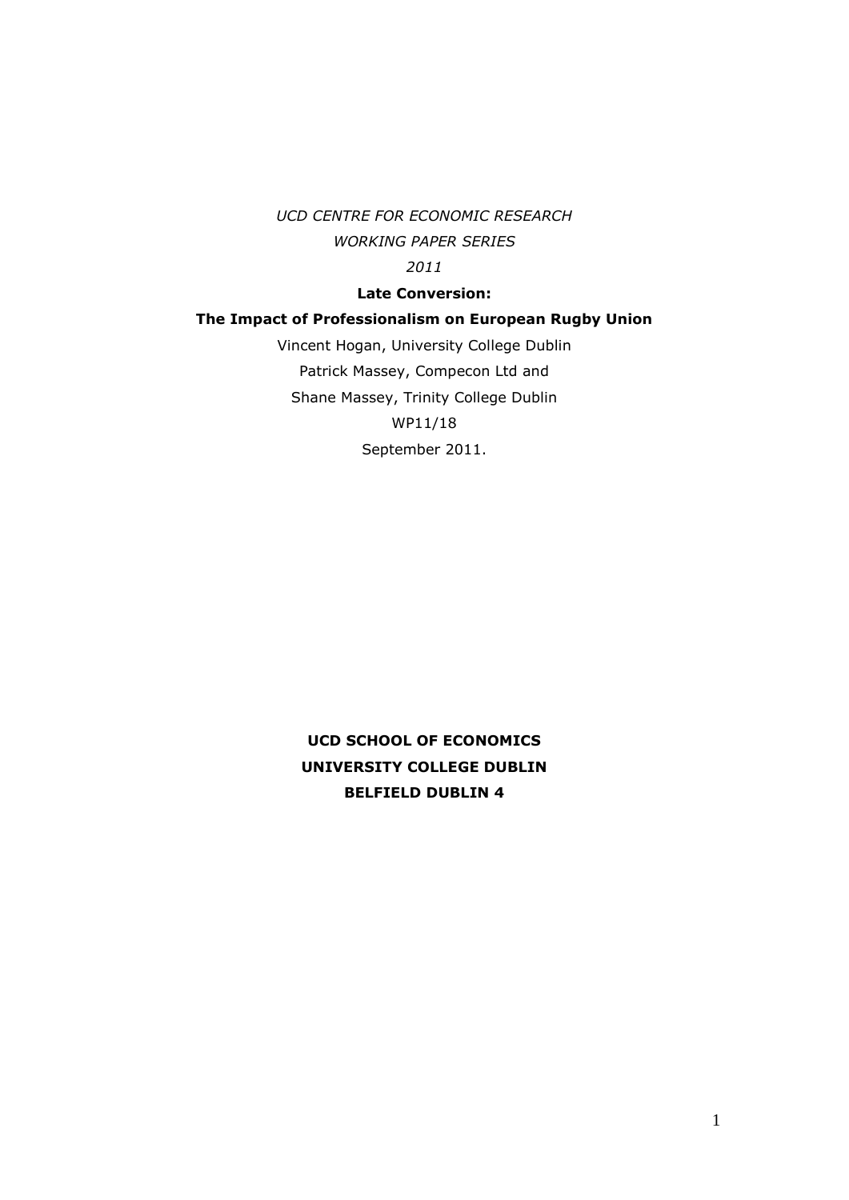*UCD CENTRE FOR ECONOMIC RESEARCH*

*WORKING PAPER SERIES*

*2011*

# Late Conversion: The Impact of Professionalism on European Rugby Union

Vincent Hogan, University College Dublin

Patrick Massey, Compecon Ltd and

Shane Massey, Trinity College Dublin

WP11/18

September 2011.

**UCD SCHOOL OF ECONOMICS**

**UNIVERSITY COLLEGE DUBLIN**

**BELFIELD DUBLIN 4**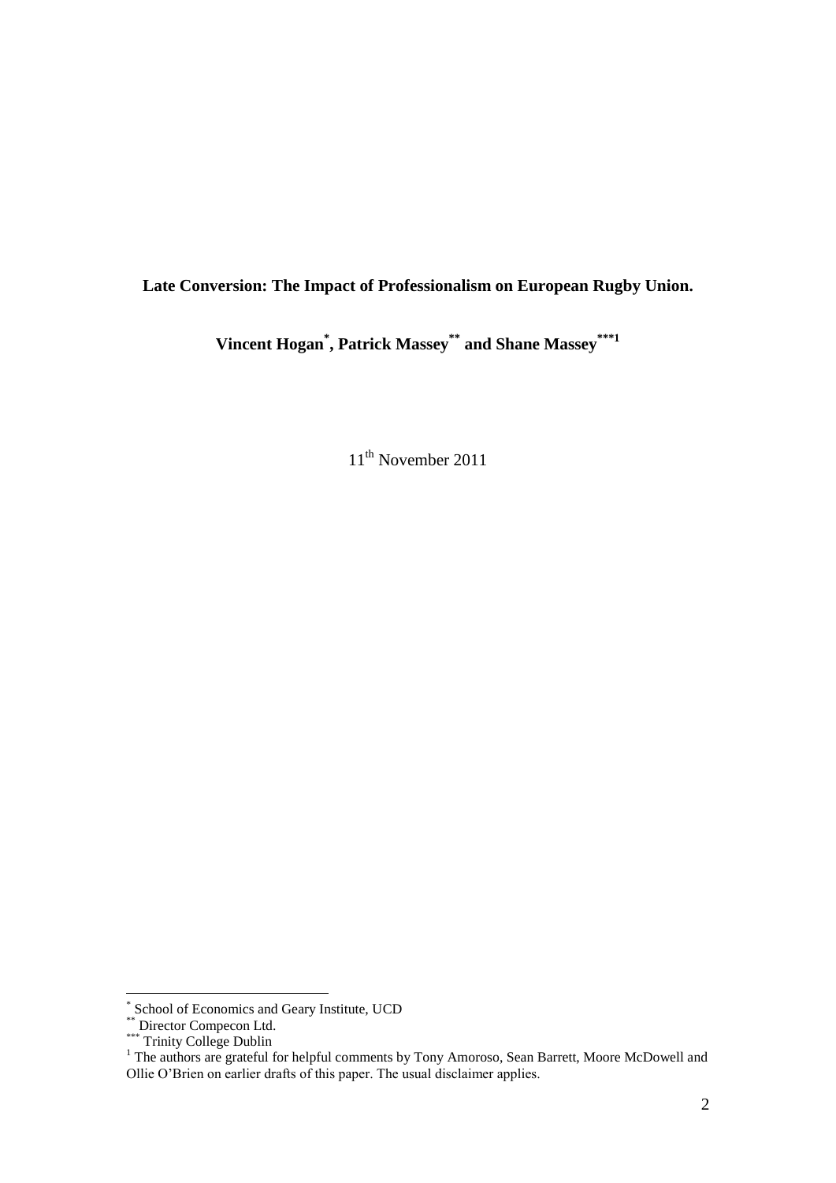**Late Conversion: The Impact of Professionalism on European Rugby Union.**

**Vincent Hogan[*], Patrick Massey[**] and Shane Massey[***1]**

11th November 2011

[*] School of Economics and Geary Institute, UCD

[**] Director Compecon Ltd.

[***] Trinity College Dublin

[1] The authors are grateful for helpful comments by Tony Amoroso, Sean Barrett, Moore McDowell and Ollie O'Brien on earlier drafts of this paper. The usual disclaimer applies.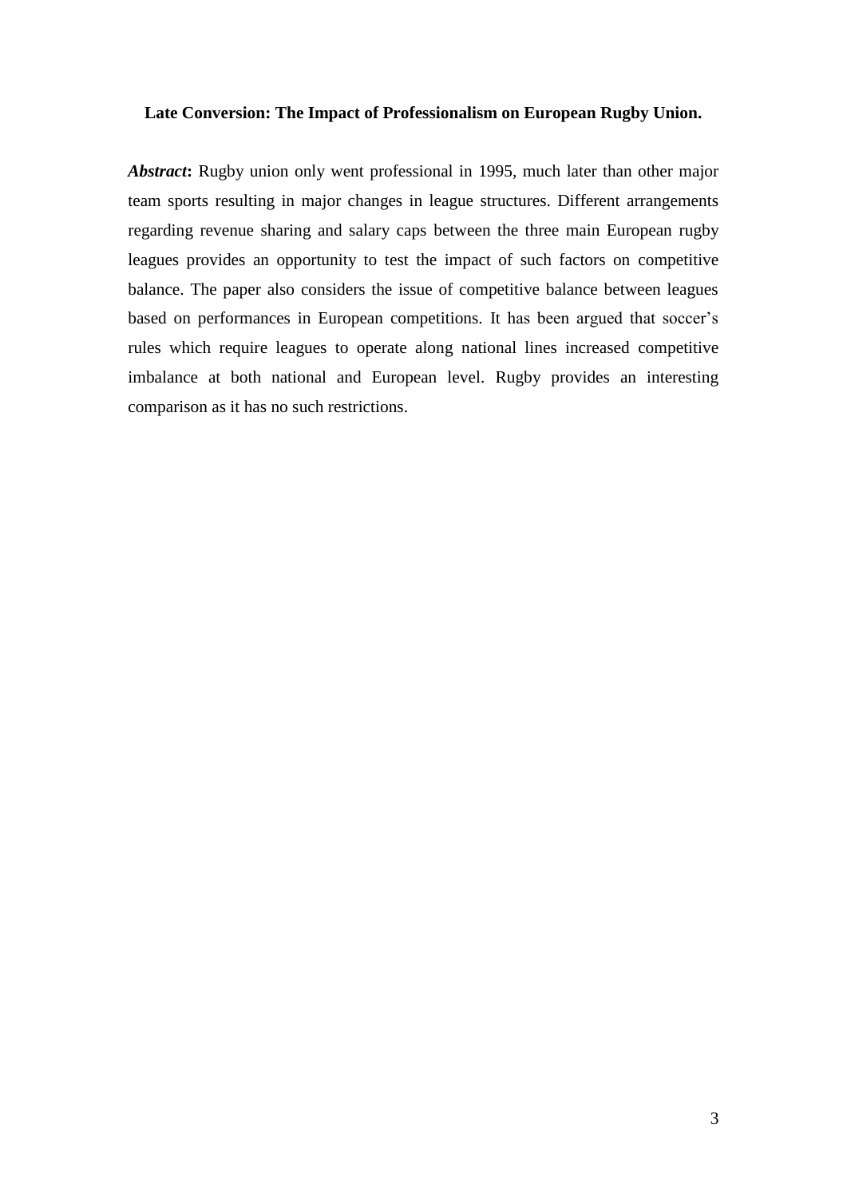**Late Conversion: The Impact of Professionalism on European Rugby Union.**

***Abstract*:** Rugby union only went professional in 1995, much later than other major team sports resulting in major changes in league structures. Different arrangements regarding revenue sharing and salary caps between the three main European rugby leagues provides an opportunity to test the impact of such factors on competitive balance. The paper also considers the issue of competitive balance between leagues based on performances in European competitions. It has been argued that soccer's rules which require leagues to operate along national lines increased competitive imbalance at both national and European level. Rugby provides an interesting comparison as it has no such restrictions.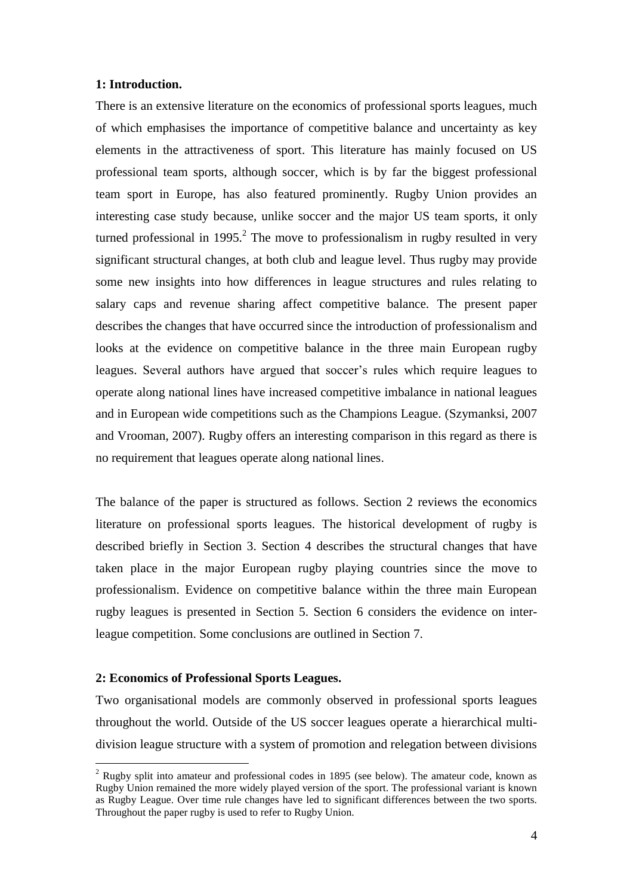## 1: Introduction.

There is an extensive literature on the economics of professional sports leagues, much of which emphasises the importance of competitive balance and uncertainty as key elements in the attractiveness of sport. This literature has mainly focused on US professional team sports, although soccer, which is by far the biggest professional team sport in Europe, has also featured prominently. Rugby Union provides an interesting case study because, unlike soccer and the major US team sports, it only turned professional in 1995.[2] The move to professionalism in rugby resulted in very significant structural changes, at both club and league level. Thus rugby may provide some new insights into how differences in league structures and rules relating to salary caps and revenue sharing affect competitive balance. The present paper describes the changes that have occurred since the introduction of professionalism and looks at the evidence on competitive balance in the three main European rugby leagues. Several authors have argued that soccer's rules which require leagues to operate along national lines have increased competitive imbalance in national leagues and in European wide competitions such as the Champions League. (Szymanksi, 2007 and Vrooman, 2007). Rugby offers an interesting comparison in this regard as there is no requirement that leagues operate along national lines.

The balance of the paper is structured as follows. Section 2 reviews the economics literature on professional sports leagues. The historical development of rugby is described briefly in Section 3. Section 4 describes the structural changes that have taken place in the major European rugby playing countries since the move to professionalism. Evidence on competitive balance within the three main European rugby leagues is presented in Section 5. Section 6 considers the evidence on inter-league competition. Some conclusions are outlined in Section 7.

## 2: Economics of Professional Sports Leagues.

Two organisational models are commonly observed in professional sports leagues throughout the world. Outside of the US soccer leagues operate a hierarchical multi-division league structure with a system of promotion and relegation between divisions

[2] Rugby split into amateur and professional codes in 1895 (see below). The amateur code, known as Rugby Union remained the more widely played version of the sport. The professional variant is known as Rugby League. Over time rule changes have led to significant differences between the two sports. Throughout the paper rugby is used to refer to Rugby Union.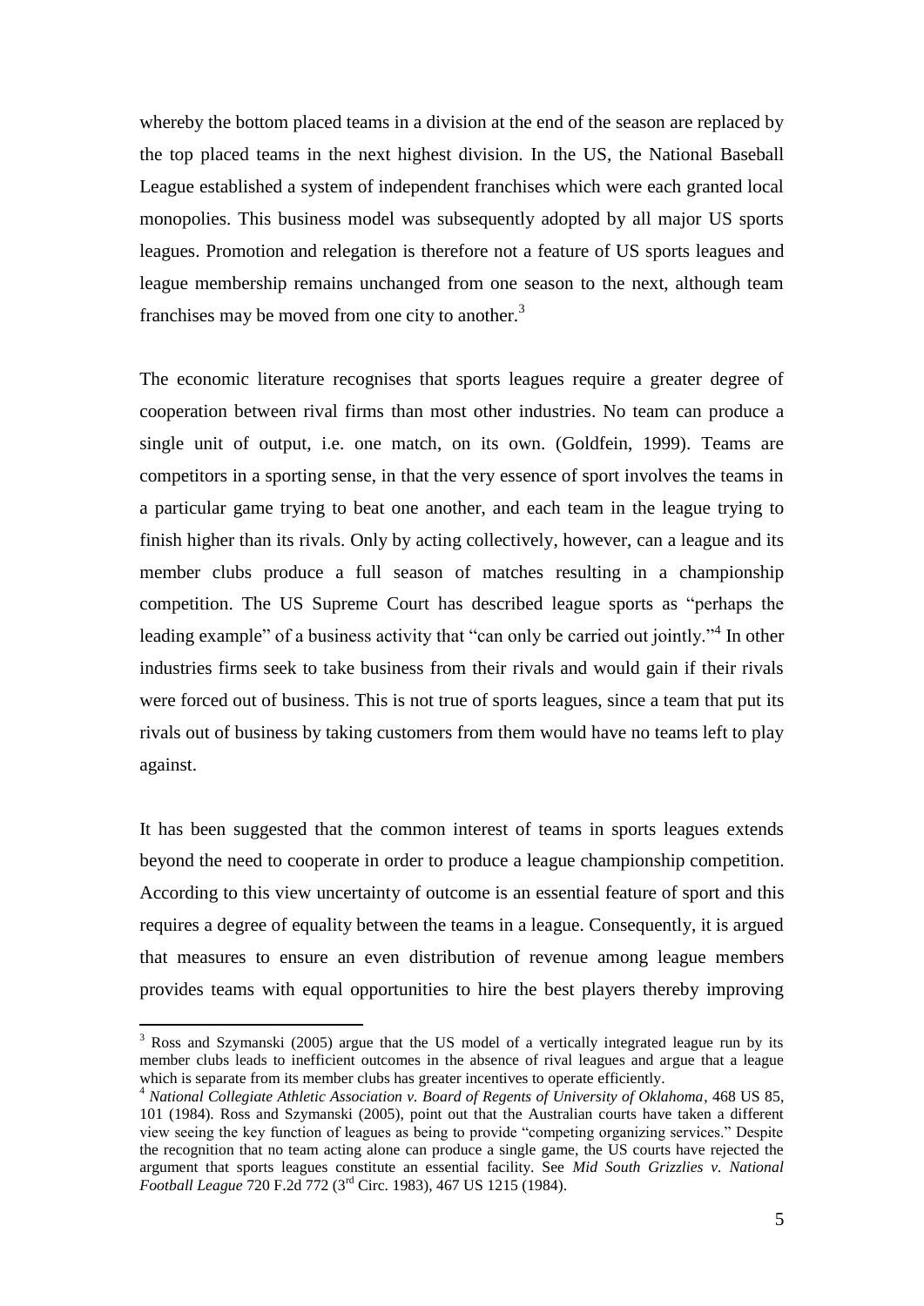whereby the bottom placed teams in a division at the end of the season are replaced by the top placed teams in the next highest division. In the US, the National Baseball League established a system of independent franchises which were each granted local monopolies. This business model was subsequently adopted by all major US sports leagues. Promotion and relegation is therefore not a feature of US sports leagues and league membership remains unchanged from one season to the next, although team franchises may be moved from one city to another.[3]

The economic literature recognises that sports leagues require a greater degree of cooperation between rival firms than most other industries. No team can produce a single unit of output, i.e. one match, on its own. (Goldfein, 1999). Teams are competitors in a sporting sense, in that the very essence of sport involves the teams in a particular game trying to beat one another, and each team in the league trying to finish higher than its rivals. Only by acting collectively, however, can a league and its member clubs produce a full season of matches resulting in a championship competition. The US Supreme Court has described league sports as "perhaps the leading example" of a business activity that "can only be carried out jointly."[4] In other industries firms seek to take business from their rivals and would gain if their rivals were forced out of business. This is not true of sports leagues, since a team that put its rivals out of business by taking customers from them would have no teams left to play against.

It has been suggested that the common interest of teams in sports leagues extends beyond the need to cooperate in order to produce a league championship competition. According to this view uncertainty of outcome is an essential feature of sport and this requires a degree of equality between the teams in a league. Consequently, it is argued that measures to ensure an even distribution of revenue among league members provides teams with equal opportunities to hire the best players thereby improving

---

[3] Ross and Szymanski (2005) argue that the US model of a vertically integrated league run by its member clubs leads to inefficient outcomes in the absence of rival leagues and argue that a league which is separate from its member clubs has greater incentives to operate efficiently.

[4] *National Collegiate Athletic Association v. Board of Regents of University of Oklahoma*, 468 US 85, 101 (1984). Ross and Szymanski (2005), point out that the Australian courts have taken a different view seeing the key function of leagues as being to provide "competing organizing services." Despite the recognition that no team acting alone can produce a single game, the US courts have rejected the argument that sports leagues constitute an essential facility. See *Mid South Grizzlies v. National Football League* 720 F.2d 772 (3rd Circ. 1983), 467 US 1215 (1984).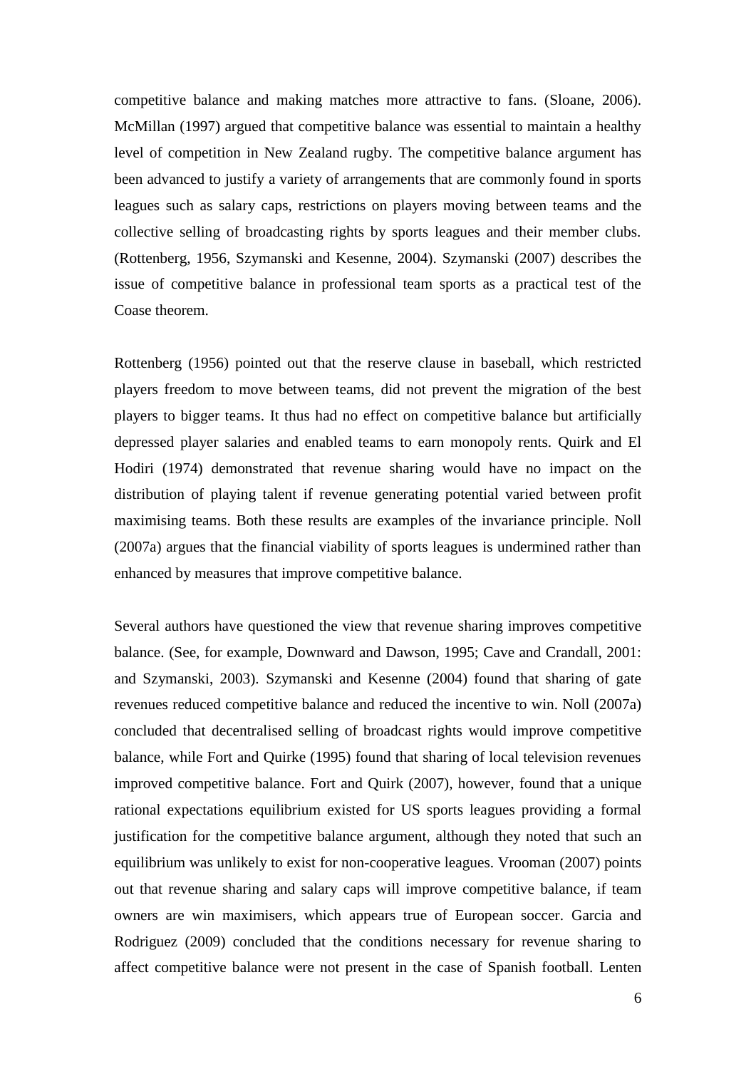competitive balance and making matches more attractive to fans. (Sloane, 2006). McMillan (1997) argued that competitive balance was essential to maintain a healthy level of competition in New Zealand rugby. The competitive balance argument has been advanced to justify a variety of arrangements that are commonly found in sports leagues such as salary caps, restrictions on players moving between teams and the collective selling of broadcasting rights by sports leagues and their member clubs. (Rottenberg, 1956, Szymanski and Kesenne, 2004). Szymanski (2007) describes the issue of competitive balance in professional team sports as a practical test of the Coase theorem.

Rottenberg (1956) pointed out that the reserve clause in baseball, which restricted players freedom to move between teams, did not prevent the migration of the best players to bigger teams. It thus had no effect on competitive balance but artificially depressed player salaries and enabled teams to earn monopoly rents. Quirk and El Hodiri (1974) demonstrated that revenue sharing would have no impact on the distribution of playing talent if revenue generating potential varied between profit maximising teams. Both these results are examples of the invariance principle. Noll (2007a) argues that the financial viability of sports leagues is undermined rather than enhanced by measures that improve competitive balance.

Several authors have questioned the view that revenue sharing improves competitive balance. (See, for example, Downward and Dawson, 1995; Cave and Crandall, 2001: and Szymanski, 2003). Szymanski and Kesenne (2004) found that sharing of gate revenues reduced competitive balance and reduced the incentive to win. Noll (2007a) concluded that decentralised selling of broadcast rights would improve competitive balance, while Fort and Quirke (1995) found that sharing of local television revenues improved competitive balance. Fort and Quirk (2007), however, found that a unique rational expectations equilibrium existed for US sports leagues providing a formal justification for the competitive balance argument, although they noted that such an equilibrium was unlikely to exist for non-cooperative leagues. Vrooman (2007) points out that revenue sharing and salary caps will improve competitive balance, if team owners are win maximisers, which appears true of European soccer. Garcia and Rodriguez (2009) concluded that the conditions necessary for revenue sharing to affect competitive balance were not present in the case of Spanish football. Lenten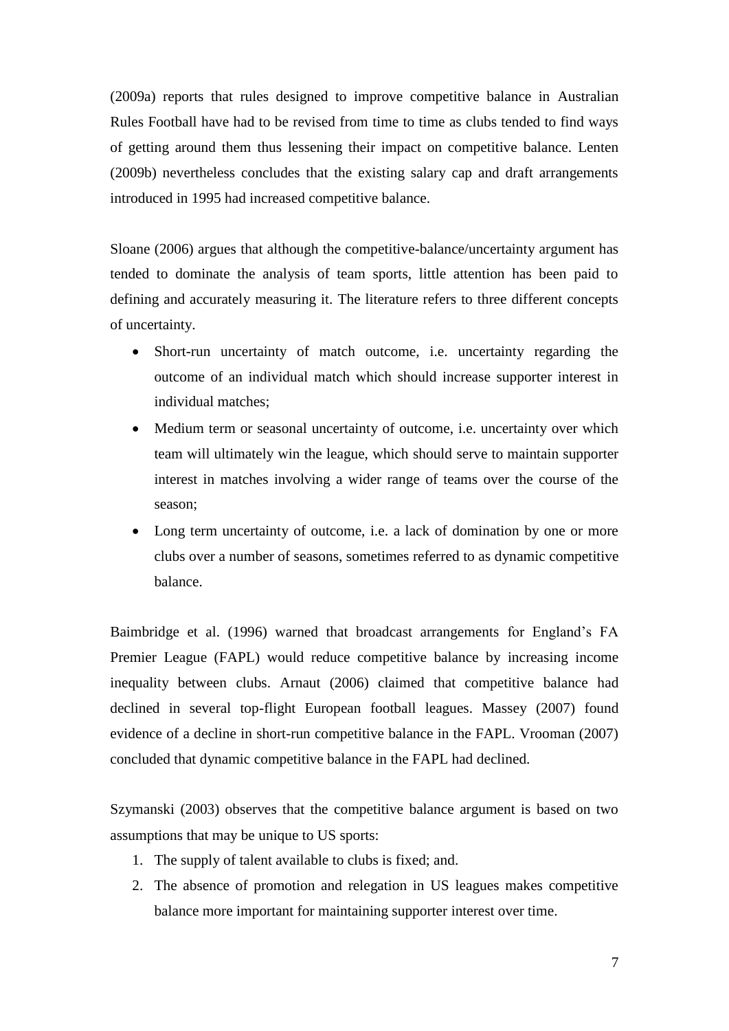(2009a) reports that rules designed to improve competitive balance in Australian Rules Football have had to be revised from time to time as clubs tended to find ways of getting around them thus lessening their impact on competitive balance. Lenten (2009b) nevertheless concludes that the existing salary cap and draft arrangements introduced in 1995 had increased competitive balance.

Sloane (2006) argues that although the competitive-balance/uncertainty argument has tended to dominate the analysis of team sports, little attention has been paid to defining and accurately measuring it. The literature refers to three different concepts of uncertainty.

- Short-run uncertainty of match outcome, i.e. uncertainty regarding the outcome of an individual match which should increase supporter interest in individual matches;
- Medium term or seasonal uncertainty of outcome, i.e. uncertainty over which team will ultimately win the league, which should serve to maintain supporter interest in matches involving a wider range of teams over the course of the season;
- Long term uncertainty of outcome, i.e. a lack of domination by one or more clubs over a number of seasons, sometimes referred to as dynamic competitive balance.

Baimbridge et al. (1996) warned that broadcast arrangements for England's FA Premier League (FAPL) would reduce competitive balance by increasing income inequality between clubs. Arnaut (2006) claimed that competitive balance had declined in several top-flight European football leagues. Massey (2007) found evidence of a decline in short-run competitive balance in the FAPL. Vrooman (2007) concluded that dynamic competitive balance in the FAPL had declined.

Szymanski (2003) observes that the competitive balance argument is based on two assumptions that may be unique to US sports:

1. The supply of talent available to clubs is fixed; and.
2. The absence of promotion and relegation in US leagues makes competitive balance more important for maintaining supporter interest over time.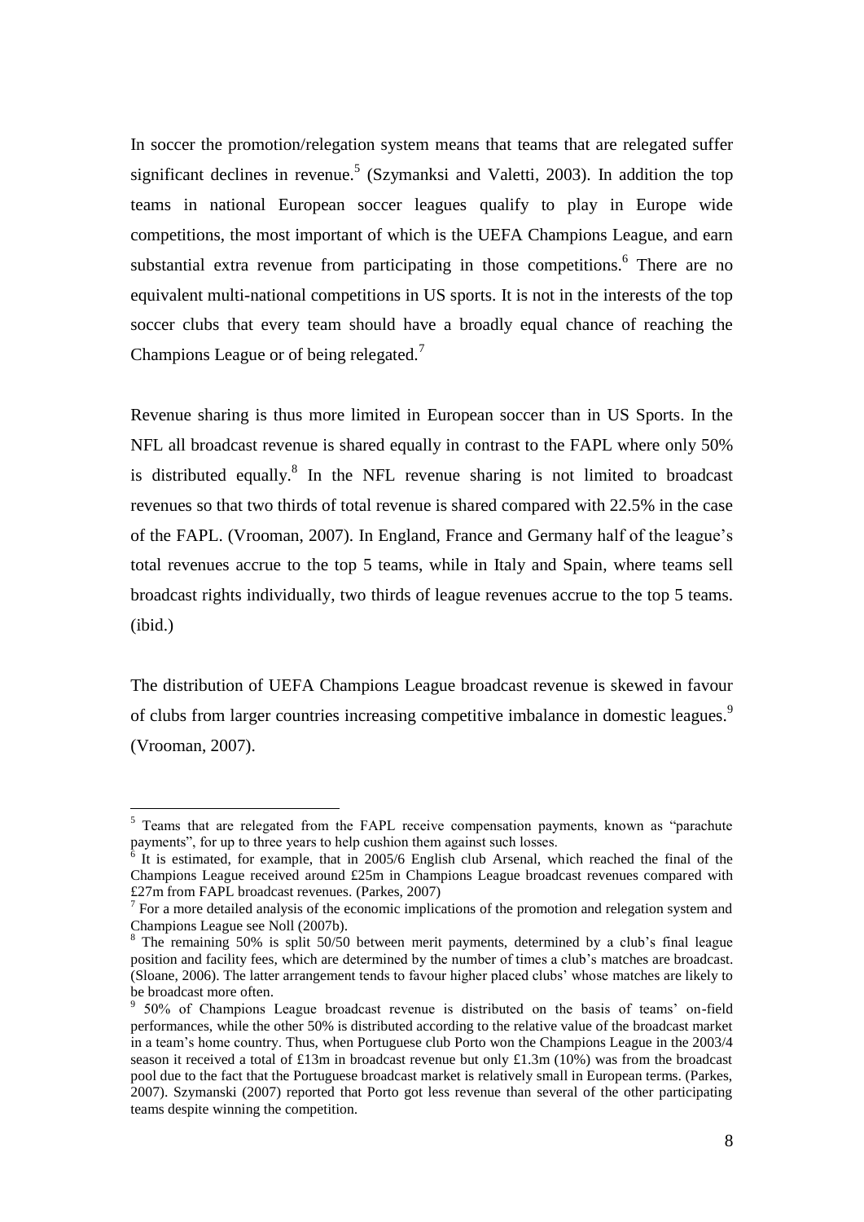In soccer the promotion/relegation system means that teams that are relegated suffer significant declines in revenue.[5] (Szymanksi and Valetti, 2003). In addition the top teams in national European soccer leagues qualify to play in Europe wide competitions, the most important of which is the UEFA Champions League, and earn substantial extra revenue from participating in those competitions.[6] There are no equivalent multi-national competitions in US sports. It is not in the interests of the top soccer clubs that every team should have a broadly equal chance of reaching the Champions League or of being relegated.[7]

Revenue sharing is thus more limited in European soccer than in US Sports. In the NFL all broadcast revenue is shared equally in contrast to the FAPL where only 50% is distributed equally.[8] In the NFL revenue sharing is not limited to broadcast revenues so that two thirds of total revenue is shared compared with 22.5% in the case of the FAPL. (Vrooman, 2007). In England, France and Germany half of the league's total revenues accrue to the top 5 teams, while in Italy and Spain, where teams sell broadcast rights individually, two thirds of league revenues accrue to the top 5 teams. (ibid.)

The distribution of UEFA Champions League broadcast revenue is skewed in favour of clubs from larger countries increasing competitive imbalance in domestic leagues.[9] (Vrooman, 2007).

---

[5] Teams that are relegated from the FAPL receive compensation payments, known as "parachute payments", for up to three years to help cushion them against such losses.

[6] It is estimated, for example, that in 2005/6 English club Arsenal, which reached the final of the Champions League received around £25m in Champions League broadcast revenues compared with £27m from FAPL broadcast revenues. (Parkes, 2007)

[7] For a more detailed analysis of the economic implications of the promotion and relegation system and Champions League see Noll (2007b).

[8] The remaining 50% is split 50/50 between merit payments, determined by a club's final league position and facility fees, which are determined by the number of times a club's matches are broadcast. (Sloane, 2006). The latter arrangement tends to favour higher placed clubs' whose matches are likely to be broadcast more often.

[9] 50% of Champions League broadcast revenue is distributed on the basis of teams' on-field performances, while the other 50% is distributed according to the relative value of the broadcast market in a team's home country. Thus, when Portuguese club Porto won the Champions League in the 2003/4 season it received a total of £13m in broadcast revenue but only £1.3m (10%) was from the broadcast pool due to the fact that the Portuguese broadcast market is relatively small in European terms. (Parkes, 2007). Szymanski (2007) reported that Porto got less revenue than several of the other participating teams despite winning the competition.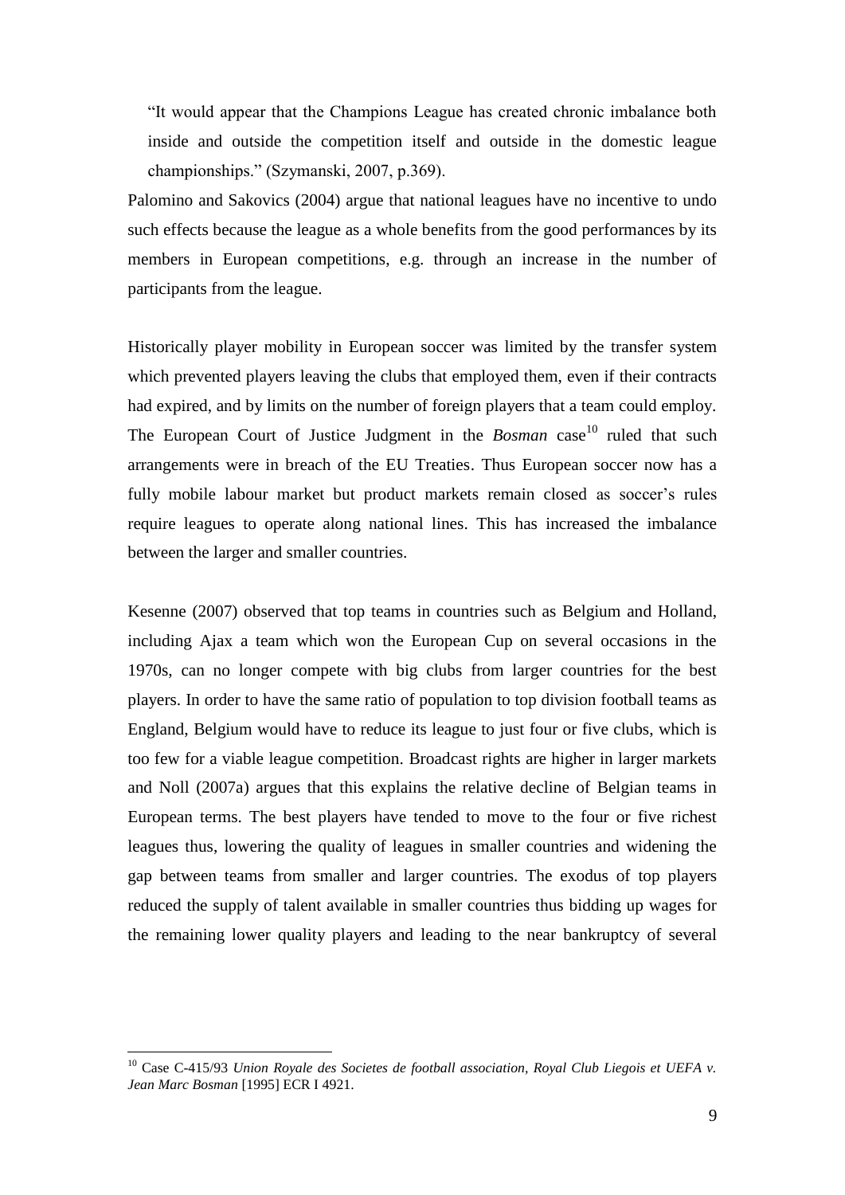> "It would appear that the Champions League has created chronic imbalance both inside and outside the competition itself and outside in the domestic league championships." (Szymanski, 2007, p.369).

Palomino and Sakovics (2004) argue that national leagues have no incentive to undo such effects because the league as a whole benefits from the good performances by its members in European competitions, e.g. through an increase in the number of participants from the league.

Historically player mobility in European soccer was limited by the transfer system which prevented players leaving the clubs that employed them, even if their contracts had expired, and by limits on the number of foreign players that a team could employ. The European Court of Justice Judgment in the *Bosman* case[10] ruled that such arrangements were in breach of the EU Treaties. Thus European soccer now has a fully mobile labour market but product markets remain closed as soccer's rules require leagues to operate along national lines. This has increased the imbalance between the larger and smaller countries.

Kesenne (2007) observed that top teams in countries such as Belgium and Holland, including Ajax a team which won the European Cup on several occasions in the 1970s, can no longer compete with big clubs from larger countries for the best players. In order to have the same ratio of population to top division football teams as England, Belgium would have to reduce its league to just four or five clubs, which is too few for a viable league competition. Broadcast rights are higher in larger markets and Noll (2007a) argues that this explains the relative decline of Belgian teams in European terms. The best players have tended to move to the four or five richest leagues thus, lowering the quality of leagues in smaller countries and widening the gap between teams from smaller and larger countries. The exodus of top players reduced the supply of talent available in smaller countries thus bidding up wages for the remaining lower quality players and leading to the near bankruptcy of several

[10] Case C-415/93 *Union Royale des Societes de football association, Royal Club Liegois et UEFA v. Jean Marc Bosman* [1995] ECR I 4921.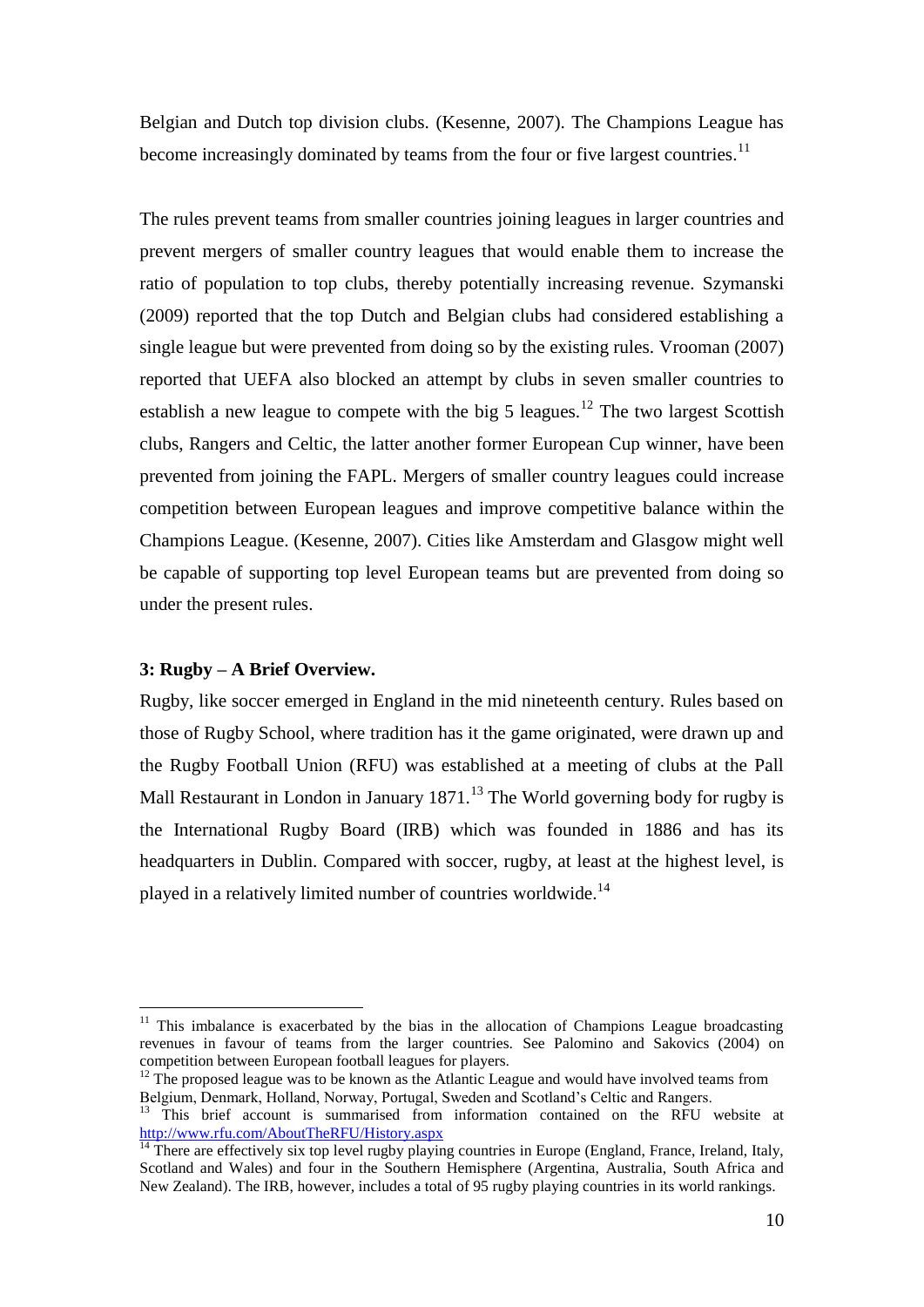Belgian and Dutch top division clubs. (Kesenne, 2007). The Champions League has become increasingly dominated by teams from the four or five largest countries.[11]

The rules prevent teams from smaller countries joining leagues in larger countries and prevent mergers of smaller country leagues that would enable them to increase the ratio of population to top clubs, thereby potentially increasing revenue. Szymanski (2009) reported that the top Dutch and Belgian clubs had considered establishing a single league but were prevented from doing so by the existing rules. Vrooman (2007) reported that UEFA also blocked an attempt by clubs in seven smaller countries to establish a new league to compete with the big 5 leagues.[12] The two largest Scottish clubs, Rangers and Celtic, the latter another former European Cup winner, have been prevented from joining the FAPL. Mergers of smaller country leagues could increase competition between European leagues and improve competitive balance within the Champions League. (Kesenne, 2007). Cities like Amsterdam and Glasgow might well be capable of supporting top level European teams but are prevented from doing so under the present rules.

### 3: Rugby – A Brief Overview.

Rugby, like soccer emerged in England in the mid nineteenth century. Rules based on those of Rugby School, where tradition has it the game originated, were drawn up and the Rugby Football Union (RFU) was established at a meeting of clubs at the Pall Mall Restaurant in London in January 1871.[13] The World governing body for rugby is the International Rugby Board (IRB) which was founded in 1886 and has its headquarters in Dublin. Compared with soccer, rugby, at least at the highest level, is played in a relatively limited number of countries worldwide.[14]

---

[11] This imbalance is exacerbated by the bias in the allocation of Champions League broadcasting revenues in favour of teams from the larger countries. See Palomino and Sakovics (2004) on competition between European football leagues for players.

[12] The proposed league was to be known as the Atlantic League and would have involved teams from Belgium, Denmark, Holland, Norway, Portugal, Sweden and Scotland's Celtic and Rangers.

[13] This brief account is summarised from information contained on the RFU website at http://www.rfu.com/AboutTheRFU/History.aspx

[14] There are effectively six top level rugby playing countries in Europe (England, France, Ireland, Italy, Scotland and Wales) and four in the Southern Hemisphere (Argentina, Australia, South Africa and New Zealand). The IRB, however, includes a total of 95 rugby playing countries in its world rankings.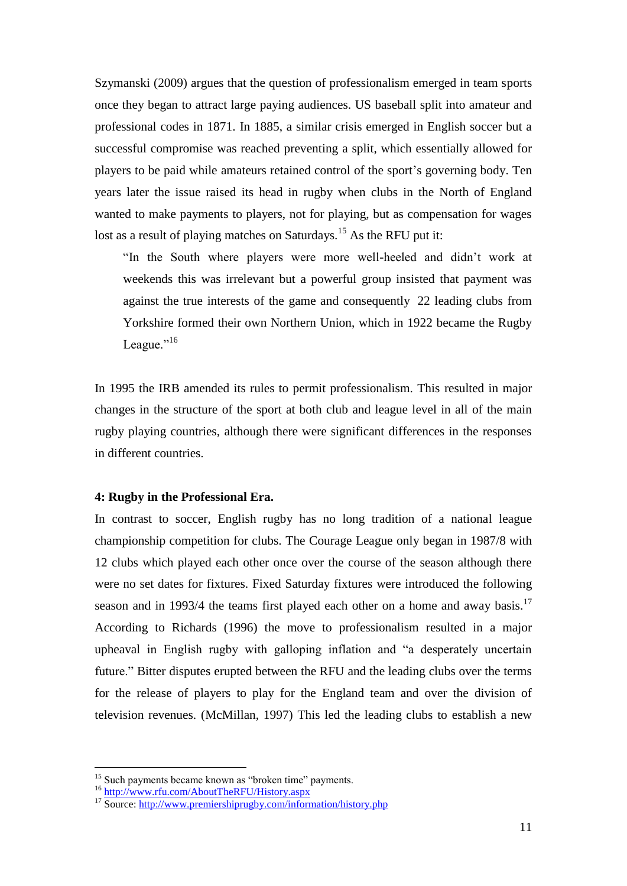Szymanski (2009) argues that the question of professionalism emerged in team sports once they began to attract large paying audiences. US baseball split into amateur and professional codes in 1871. In 1885, a similar crisis emerged in English soccer but a successful compromise was reached preventing a split, which essentially allowed for players to be paid while amateurs retained control of the sport's governing body. Ten years later the issue raised its head in rugby when clubs in the North of England wanted to make payments to players, not for playing, but as compensation for wages lost as a result of playing matches on Saturdays.[15] As the RFU put it:

> "In the South where players were more well-heeled and didn't work at weekends this was irrelevant but a powerful group insisted that payment was against the true interests of the game and consequently 22 leading clubs from Yorkshire formed their own Northern Union, which in 1922 became the Rugby League."[16]

In 1995 the IRB amended its rules to permit professionalism. This resulted in major changes in the structure of the sport at both club and league level in all of the main rugby playing countries, although there were significant differences in the responses in different countries.

**4: Rugby in the Professional Era.**

In contrast to soccer, English rugby has no long tradition of a national league championship competition for clubs. The Courage League only began in 1987/8 with 12 clubs which played each other once over the course of the season although there were no set dates for fixtures. Fixed Saturday fixtures were introduced the following season and in 1993/4 the teams first played each other on a home and away basis.[17] According to Richards (1996) the move to professionalism resulted in a major upheaval in English rugby with galloping inflation and "a desperately uncertain future." Bitter disputes erupted between the RFU and the leading clubs over the terms for the release of players to play for the England team and over the division of television revenues. (McMillan, 1997) This led the leading clubs to establish a new

---

[15] Such payments became known as "broken time" payments.

[16] http://www.rfu.com/AboutTheRFU/History.aspx

[17] Source: http://www.premiershiprugby.com/information/history.php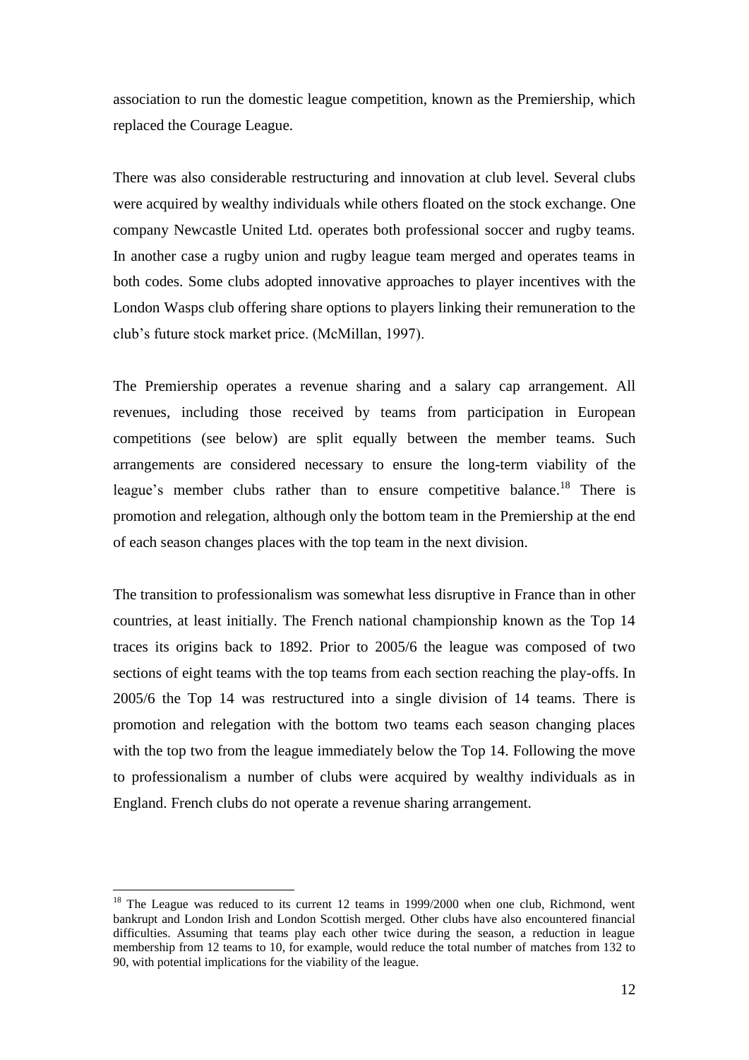association to run the domestic league competition, known as the Premiership, which replaced the Courage League.

There was also considerable restructuring and innovation at club level. Several clubs were acquired by wealthy individuals while others floated on the stock exchange. One company Newcastle United Ltd. operates both professional soccer and rugby teams. In another case a rugby union and rugby league team merged and operates teams in both codes. Some clubs adopted innovative approaches to player incentives with the London Wasps club offering share options to players linking their remuneration to the club's future stock market price. (McMillan, 1997).

The Premiership operates a revenue sharing and a salary cap arrangement. All revenues, including those received by teams from participation in European competitions (see below) are split equally between the member teams. Such arrangements are considered necessary to ensure the long-term viability of the league's member clubs rather than to ensure competitive balance.[18] There is promotion and relegation, although only the bottom team in the Premiership at the end of each season changes places with the top team in the next division.

The transition to professionalism was somewhat less disruptive in France than in other countries, at least initially. The French national championship known as the Top 14 traces its origins back to 1892. Prior to 2005/6 the league was composed of two sections of eight teams with the top teams from each section reaching the play-offs. In 2005/6 the Top 14 was restructured into a single division of 14 teams. There is promotion and relegation with the bottom two teams each season changing places with the top two from the league immediately below the Top 14. Following the move to professionalism a number of clubs were acquired by wealthy individuals as in England. French clubs do not operate a revenue sharing arrangement.

---

[18] The League was reduced to its current 12 teams in 1999/2000 when one club, Richmond, went bankrupt and London Irish and London Scottish merged. Other clubs have also encountered financial difficulties. Assuming that teams play each other twice during the season, a reduction in league membership from 12 teams to 10, for example, would reduce the total number of matches from 132 to 90, with potential implications for the viability of the league.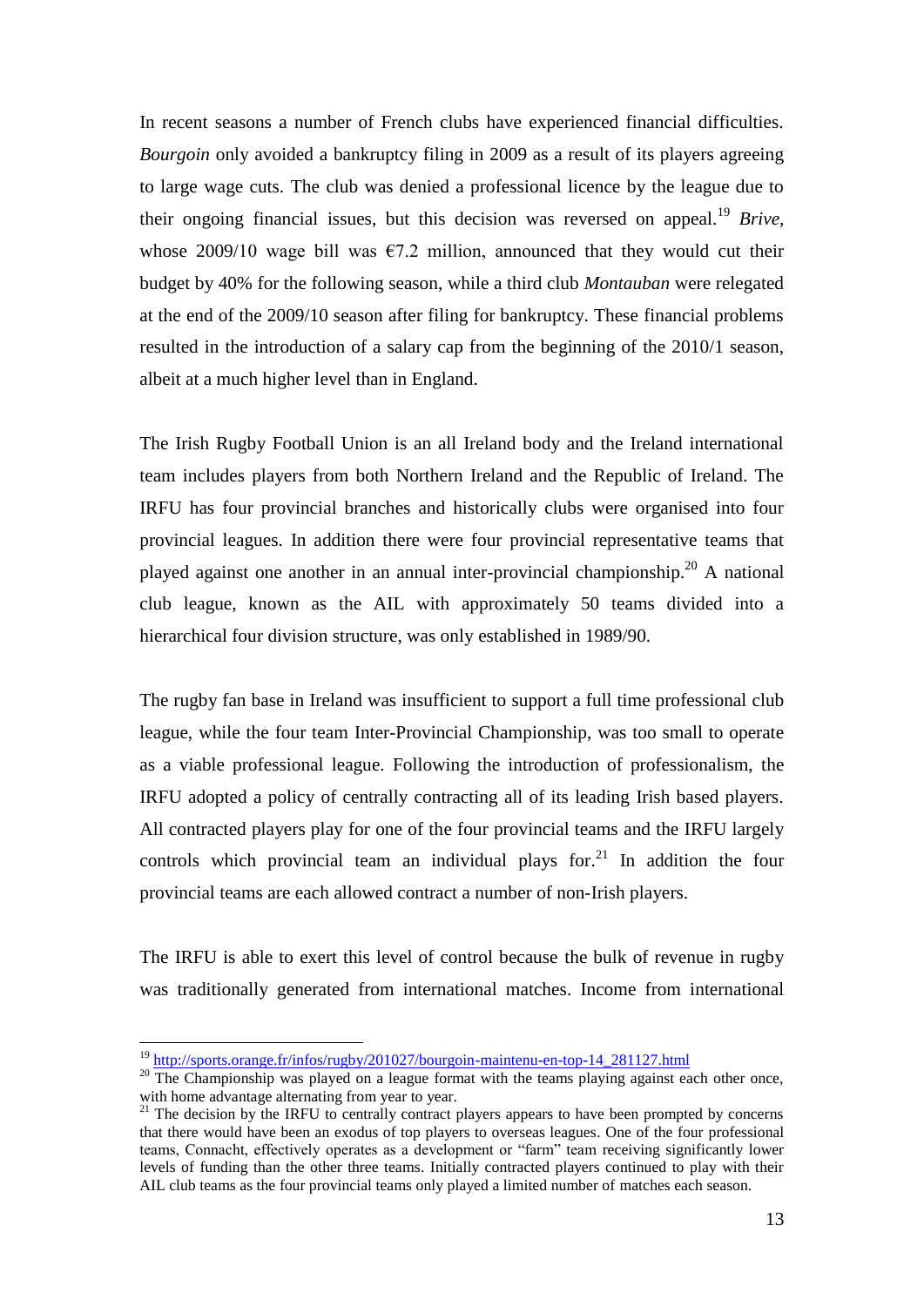In recent seasons a number of French clubs have experienced financial difficulties. *Bourgoin* only avoided a bankruptcy filing in 2009 as a result of its players agreeing to large wage cuts. The club was denied a professional licence by the league due to their ongoing financial issues, but this decision was reversed on appeal.[19] *Brive*, whose 2009/10 wage bill was €7.2 million, announced that they would cut their budget by 40% for the following season, while a third club *Montauban* were relegated at the end of the 2009/10 season after filing for bankruptcy. These financial problems resulted in the introduction of a salary cap from the beginning of the 2010/1 season, albeit at a much higher level than in England.

The Irish Rugby Football Union is an all Ireland body and the Ireland international team includes players from both Northern Ireland and the Republic of Ireland. The IRFU has four provincial branches and historically clubs were organised into four provincial leagues. In addition there were four provincial representative teams that played against one another in an annual inter-provincial championship.[20] A national club league, known as the AIL with approximately 50 teams divided into a hierarchical four division structure, was only established in 1989/90.

The rugby fan base in Ireland was insufficient to support a full time professional club league, while the four team Inter-Provincial Championship, was too small to operate as a viable professional league. Following the introduction of professionalism, the IRFU adopted a policy of centrally contracting all of its leading Irish based players. All contracted players play for one of the four provincial teams and the IRFU largely controls which provincial team an individual plays for.[21] In addition the four provincial teams are each allowed contract a number of non-Irish players.

The IRFU is able to exert this level of control because the bulk of revenue in rugby was traditionally generated from international matches. Income from international

---

[19] http://sports.orange.fr/infos/rugby/201027/bourgoin-maintenu-en-top-14_281127.html

[20] The Championship was played on a league format with the teams playing against each other once, with home advantage alternating from year to year.

[21] The decision by the IRFU to centrally contract players appears to have been prompted by concerns that there would have been an exodus of top players to overseas leagues. One of the four professional teams, Connacht, effectively operates as a development or "farm" team receiving significantly lower levels of funding than the other three teams. Initially contracted players continued to play with their AIL club teams as the four provincial teams only played a limited number of matches each season.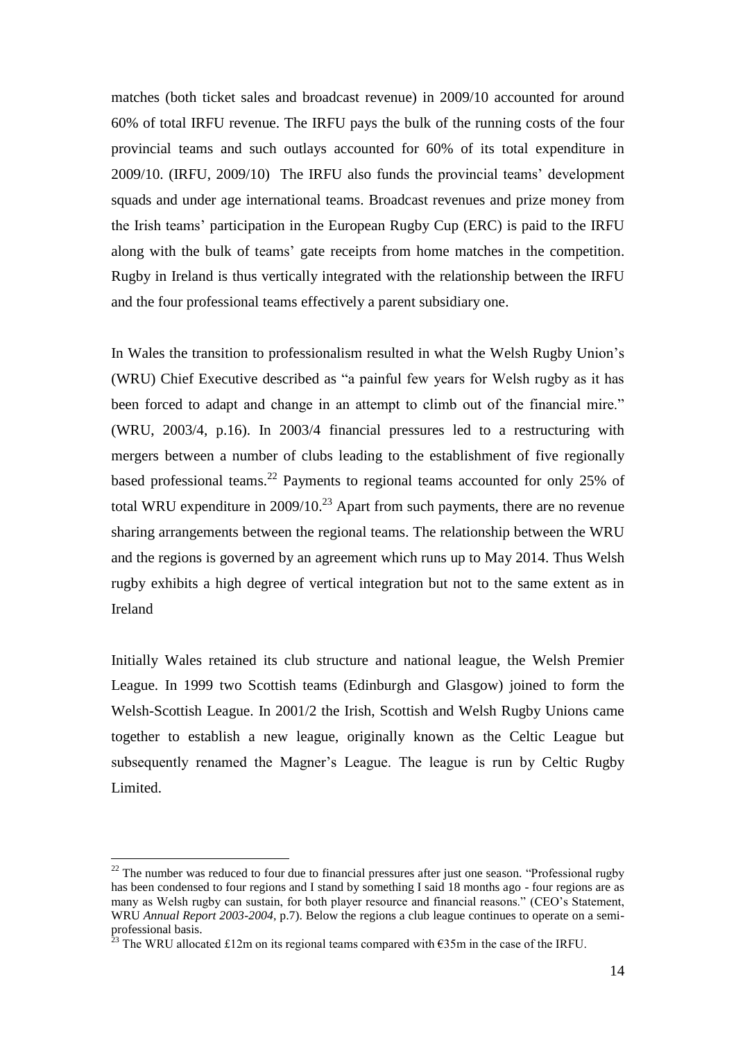matches (both ticket sales and broadcast revenue) in 2009/10 accounted for around 60% of total IRFU revenue. The IRFU pays the bulk of the running costs of the four provincial teams and such outlays accounted for 60% of its total expenditure in 2009/10. (IRFU, 2009/10) The IRFU also funds the provincial teams' development squads and under age international teams. Broadcast revenues and prize money from the Irish teams' participation in the European Rugby Cup (ERC) is paid to the IRFU along with the bulk of teams' gate receipts from home matches in the competition. Rugby in Ireland is thus vertically integrated with the relationship between the IRFU and the four professional teams effectively a parent subsidiary one.

In Wales the transition to professionalism resulted in what the Welsh Rugby Union's (WRU) Chief Executive described as "a painful few years for Welsh rugby as it has been forced to adapt and change in an attempt to climb out of the financial mire." (WRU, 2003/4, p.16). In 2003/4 financial pressures led to a restructuring with mergers between a number of clubs leading to the establishment of five regionally based professional teams.[22] Payments to regional teams accounted for only 25% of total WRU expenditure in 2009/10.[23] Apart from such payments, there are no revenue sharing arrangements between the regional teams. The relationship between the WRU and the regions is governed by an agreement which runs up to May 2014. Thus Welsh rugby exhibits a high degree of vertical integration but not to the same extent as in Ireland

Initially Wales retained its club structure and national league, the Welsh Premier League. In 1999 two Scottish teams (Edinburgh and Glasgow) joined to form the Welsh-Scottish League. In 2001/2 the Irish, Scottish and Welsh Rugby Unions came together to establish a new league, originally known as the Celtic League but subsequently renamed the Magner's League. The league is run by Celtic Rugby Limited.

---

[22] The number was reduced to four due to financial pressures after just one season. "Professional rugby has been condensed to four regions and I stand by something I said 18 months ago - four regions are as many as Welsh rugby can sustain, for both player resource and financial reasons." (CEO's Statement, WRU *Annual Report 2003-2004*, p.7). Below the regions a club league continues to operate on a semi-professional basis.

[23] The WRU allocated £12m on its regional teams compared with €35m in the case of the IRFU.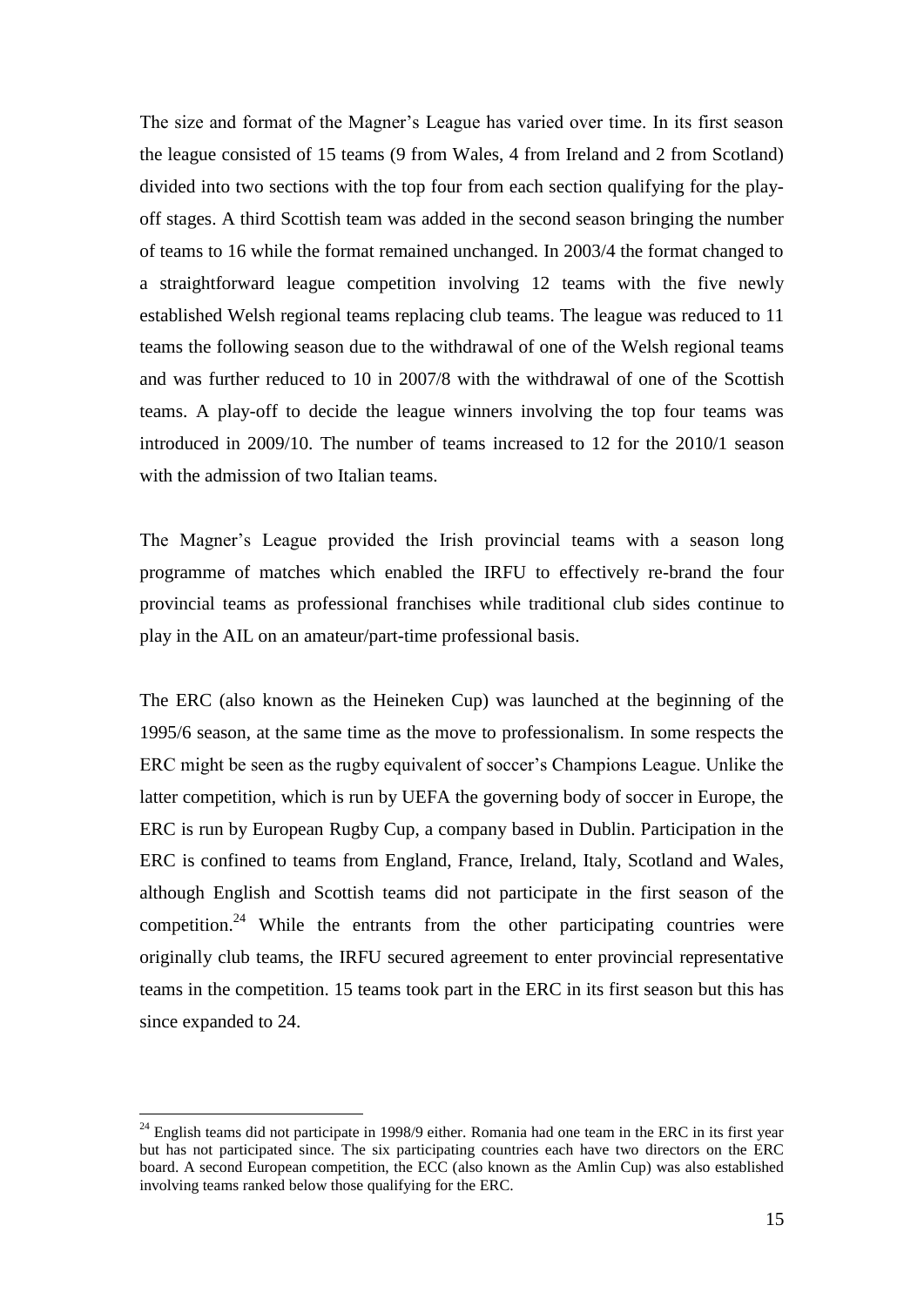The size and format of the Magner's League has varied over time. In its first season the league consisted of 15 teams (9 from Wales, 4 from Ireland and 2 from Scotland) divided into two sections with the top four from each section qualifying for the play-off stages. A third Scottish team was added in the second season bringing the number of teams to 16 while the format remained unchanged. In 2003/4 the format changed to a straightforward league competition involving 12 teams with the five newly established Welsh regional teams replacing club teams. The league was reduced to 11 teams the following season due to the withdrawal of one of the Welsh regional teams and was further reduced to 10 in 2007/8 with the withdrawal of one of the Scottish teams. A play-off to decide the league winners involving the top four teams was introduced in 2009/10. The number of teams increased to 12 for the 2010/1 season with the admission of two Italian teams.

The Magner's League provided the Irish provincial teams with a season long programme of matches which enabled the IRFU to effectively re-brand the four provincial teams as professional franchises while traditional club sides continue to play in the AIL on an amateur/part-time professional basis.

The ERC (also known as the Heineken Cup) was launched at the beginning of the 1995/6 season, at the same time as the move to professionalism. In some respects the ERC might be seen as the rugby equivalent of soccer's Champions League. Unlike the latter competition, which is run by UEFA the governing body of soccer in Europe, the ERC is run by European Rugby Cup, a company based in Dublin. Participation in the ERC is confined to teams from England, France, Ireland, Italy, Scotland and Wales, although English and Scottish teams did not participate in the first season of the competition.[24] While the entrants from the other participating countries were originally club teams, the IRFU secured agreement to enter provincial representative teams in the competition. 15 teams took part in the ERC in its first season but this has since expanded to 24.

---

[24] English teams did not participate in 1998/9 either. Romania had one team in the ERC in its first year but has not participated since. The six participating countries each have two directors on the ERC board. A second European competition, the ECC (also known as the Amlin Cup) was also established involving teams ranked below those qualifying for the ERC.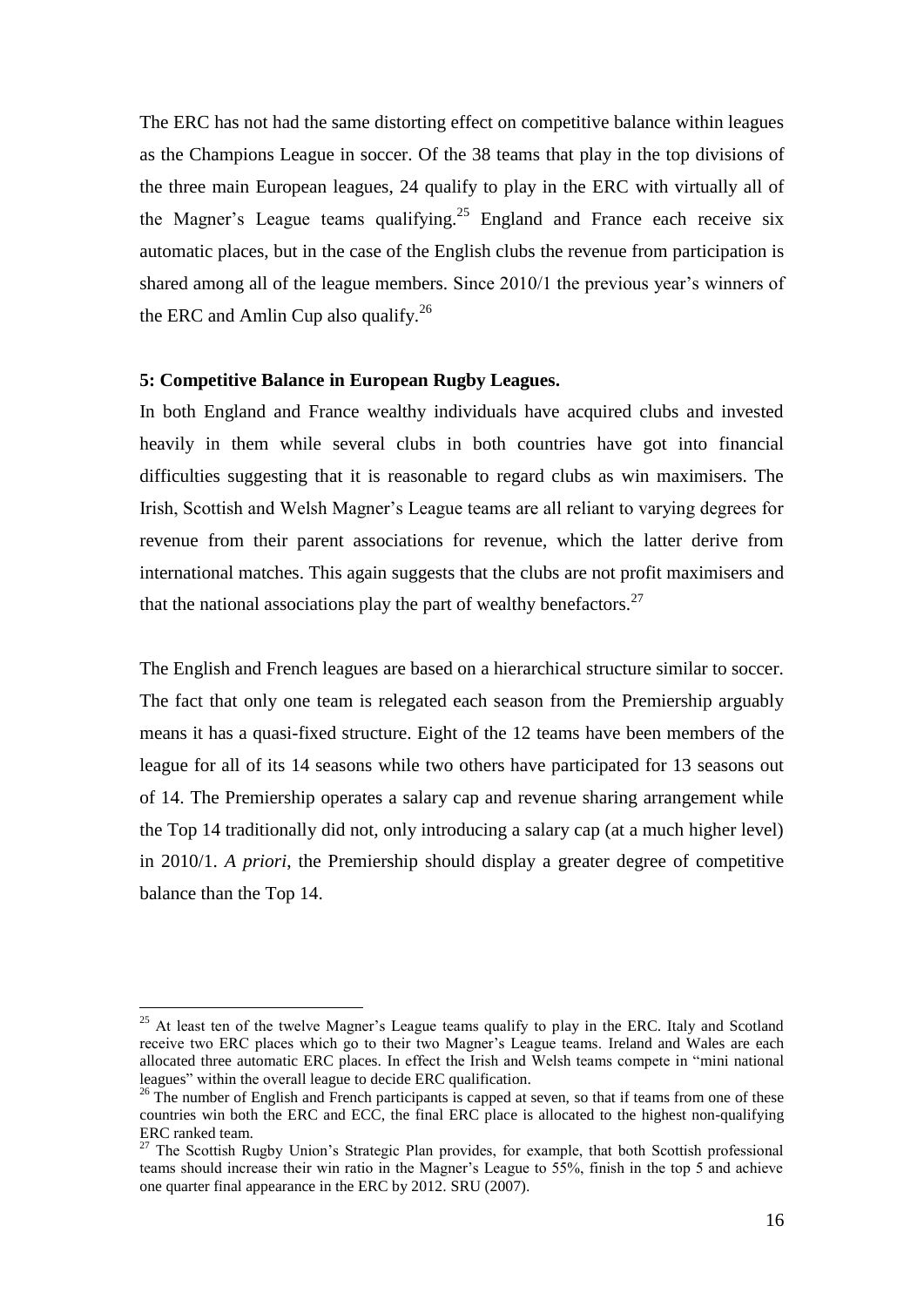The ERC has not had the same distorting effect on competitive balance within leagues as the Champions League in soccer. Of the 38 teams that play in the top divisions of the three main European leagues, 24 qualify to play in the ERC with virtually all of the Magner's League teams qualifying.[25] England and France each receive six automatic places, but in the case of the English clubs the revenue from participation is shared among all of the league members. Since 2010/1 the previous year's winners of the ERC and Amlin Cup also qualify.[26]

**5: Competitive Balance in European Rugby Leagues.**

In both England and France wealthy individuals have acquired clubs and invested heavily in them while several clubs in both countries have got into financial difficulties suggesting that it is reasonable to regard clubs as win maximisers. The Irish, Scottish and Welsh Magner's League teams are all reliant to varying degrees for revenue from their parent associations for revenue, which the latter derive from international matches. This again suggests that the clubs are not profit maximisers and that the national associations play the part of wealthy benefactors.[27]

The English and French leagues are based on a hierarchical structure similar to soccer. The fact that only one team is relegated each season from the Premiership arguably means it has a quasi-fixed structure. Eight of the 12 teams have been members of the league for all of its 14 seasons while two others have participated for 13 seasons out of 14. The Premiership operates a salary cap and revenue sharing arrangement while the Top 14 traditionally did not, only introducing a salary cap (at a much higher level) in 2010/1. *A priori*, the Premiership should display a greater degree of competitive balance than the Top 14.

---

[25] At least ten of the twelve Magner's League teams qualify to play in the ERC. Italy and Scotland receive two ERC places which go to their two Magner's League teams. Ireland and Wales are each allocated three automatic ERC places. In effect the Irish and Welsh teams compete in "mini national leagues" within the overall league to decide ERC qualification.

[26] The number of English and French participants is capped at seven, so that if teams from one of these countries win both the ERC and ECC, the final ERC place is allocated to the highest non-qualifying ERC ranked team.

[27] The Scottish Rugby Union's Strategic Plan provides, for example, that both Scottish professional teams should increase their win ratio in the Magner's League to 55%, finish in the top 5 and achieve one quarter final appearance in the ERC by 2012. SRU (2007).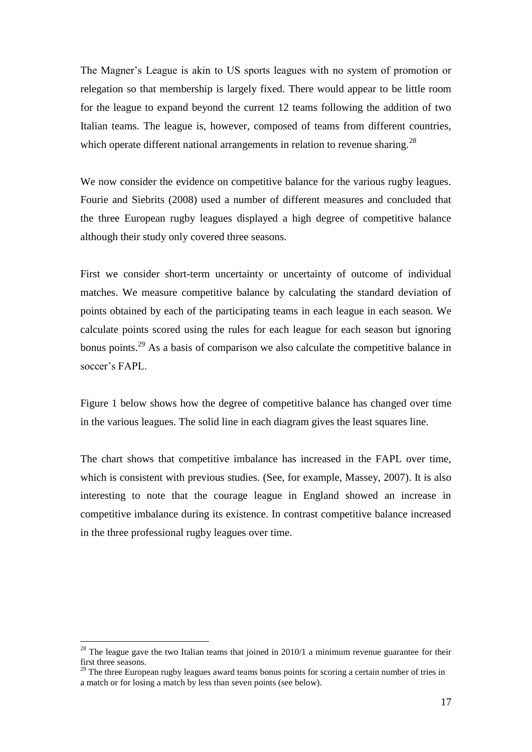The Magner's League is akin to US sports leagues with no system of promotion or relegation so that membership is largely fixed. There would appear to be little room for the league to expand beyond the current 12 teams following the addition of two Italian teams. The league is, however, composed of teams from different countries, which operate different national arrangements in relation to revenue sharing.[28]

We now consider the evidence on competitive balance for the various rugby leagues. Fourie and Siebrits (2008) used a number of different measures and concluded that the three European rugby leagues displayed a high degree of competitive balance although their study only covered three seasons.

First we consider short-term uncertainty or uncertainty of outcome of individual matches. We measure competitive balance by calculating the standard deviation of points obtained by each of the participating teams in each league in each season. We calculate points scored using the rules for each league for each season but ignoring bonus points.[29] As a basis of comparison we also calculate the competitive balance in soccer's FAPL.

Figure 1 below shows how the degree of competitive balance has changed over time in the various leagues. The solid line in each diagram gives the least squares line.

The chart shows that competitive imbalance has increased in the FAPL over time, which is consistent with previous studies. (See, for example, Massey, 2007). It is also interesting to note that the courage league in England showed an increase in competitive imbalance during its existence. In contrast competitive balance increased in the three professional rugby leagues over time.

---

[28] The league gave the two Italian teams that joined in 2010/1 a minimum revenue guarantee for their first three seasons.

[29] The three European rugby leagues award teams bonus points for scoring a certain number of tries in a match or for losing a match by less than seven points (see below).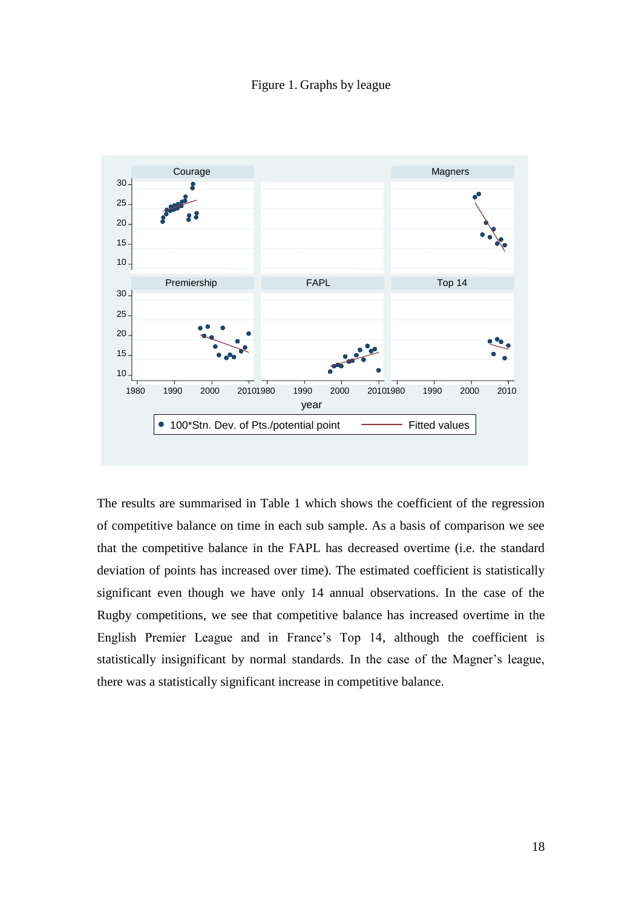Figure 1. Graphs by league

The results are summarised in Table 1 which shows the coefficient of the regression of competitive balance on time in each sub sample. As a basis of comparison we see that the competitive balance in the FAPL has decreased overtime (i.e. the standard deviation of points has increased over time). The estimated coefficient is statistically significant even though we have only 14 annual observations. In the case of the Rugby competitions, we see that competitive balance has increased overtime in the English Premier League and in France's Top 14, although the coefficient is statistically insignificant by normal standards. In the case of the Magner's league, there was a statistically significant increase in competitive balance.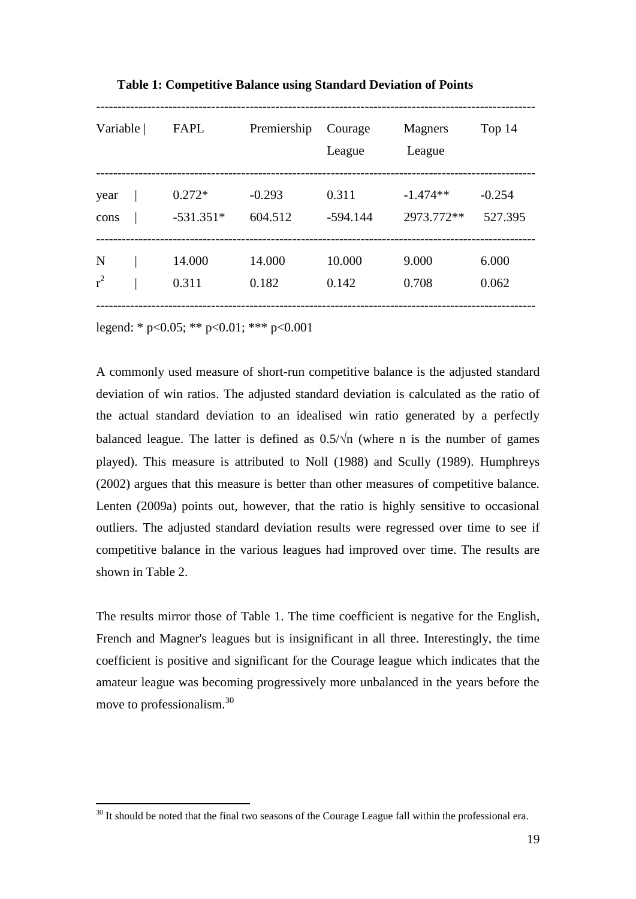**Table 1: Competitive Balance using Standard Deviation of Points**

| Variable | FAPL | Premiership | Courage League | Magners League | Top 14 |
|---|---|---|---|---|---|
| year | 0.272* | -0.293 | 0.311 | -1.474** | -0.254 |
| cons | -531.351* | 604.512 | -594.144 | 2973.772** | 527.395 |
| N | 14.000 | 14.000 | 10.000 | 9.000 | 6.000 |
| $r^2$ | 0.311 | 0.182 | 0.142 | 0.708 | 0.062 |

legend: * p<0.05; ** p<0.01; *** p<0.001

A commonly used measure of short-run competitive balance is the adjusted standard deviation of win ratios. The adjusted standard deviation is calculated as the ratio of the actual standard deviation to an idealised win ratio generated by a perfectly balanced league. The latter is defined as $0.5/\sqrt{n}$ (where n is the number of games played). This measure is attributed to Noll (1988) and Scully (1989). Humphreys (2002) argues that this measure is better than other measures of competitive balance. Lenten (2009a) points out, however, that the ratio is highly sensitive to occasional outliers. The adjusted standard deviation results were regressed over time to see if competitive balance in the various leagues had improved over time. The results are shown in Table 2.

The results mirror those of Table 1. The time coefficient is negative for the English, French and Magner's leagues but is insignificant in all three. Interestingly, the time coefficient is positive and significant for the Courage league which indicates that the amateur league was becoming progressively more unbalanced in the years before the move to professionalism.[30]

[30] It should be noted that the final two seasons of the Courage League fall within the professional era.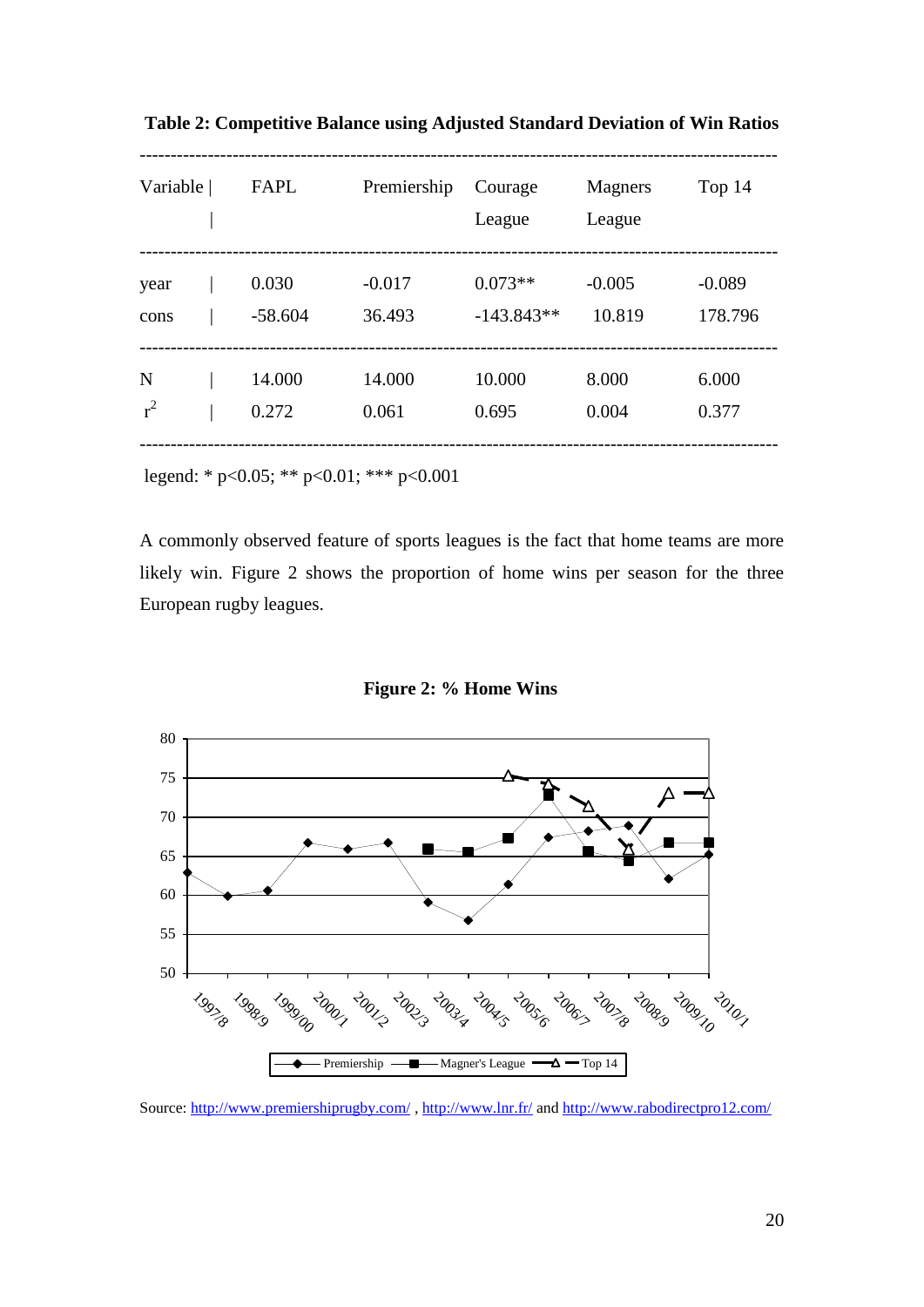**Table 2: Competitive Balance using Adjusted Standard Deviation of Win Ratios**

| Variable | FAPL | Premiership | Courage League | Magners League | Top 14 |
|---|---|---|---|---|---|
| year | 0.030 | -0.017 | 0.073** | -0.005 | -0.089 |
| cons | -58.604 | 36.493 | -143.843** | 10.819 | 178.796 |
| N | 14.000 | 14.000 | 10.000 | 8.000 | 6.000 |
| $r^2$ | 0.272 | 0.061 | 0.695 | 0.004 | 0.377 |

legend: * p<0.05; ** p<0.01; *** p<0.001

A commonly observed feature of sports leagues is the fact that home teams are more likely win. Figure 2 shows the proportion of home wins per season for the three European rugby leagues.

**Figure 2: % Home Wins**

Source: http://www.premiershiprugby.com/ , http://www.lnr.fr/ and http://www.rabodirectpro12.com/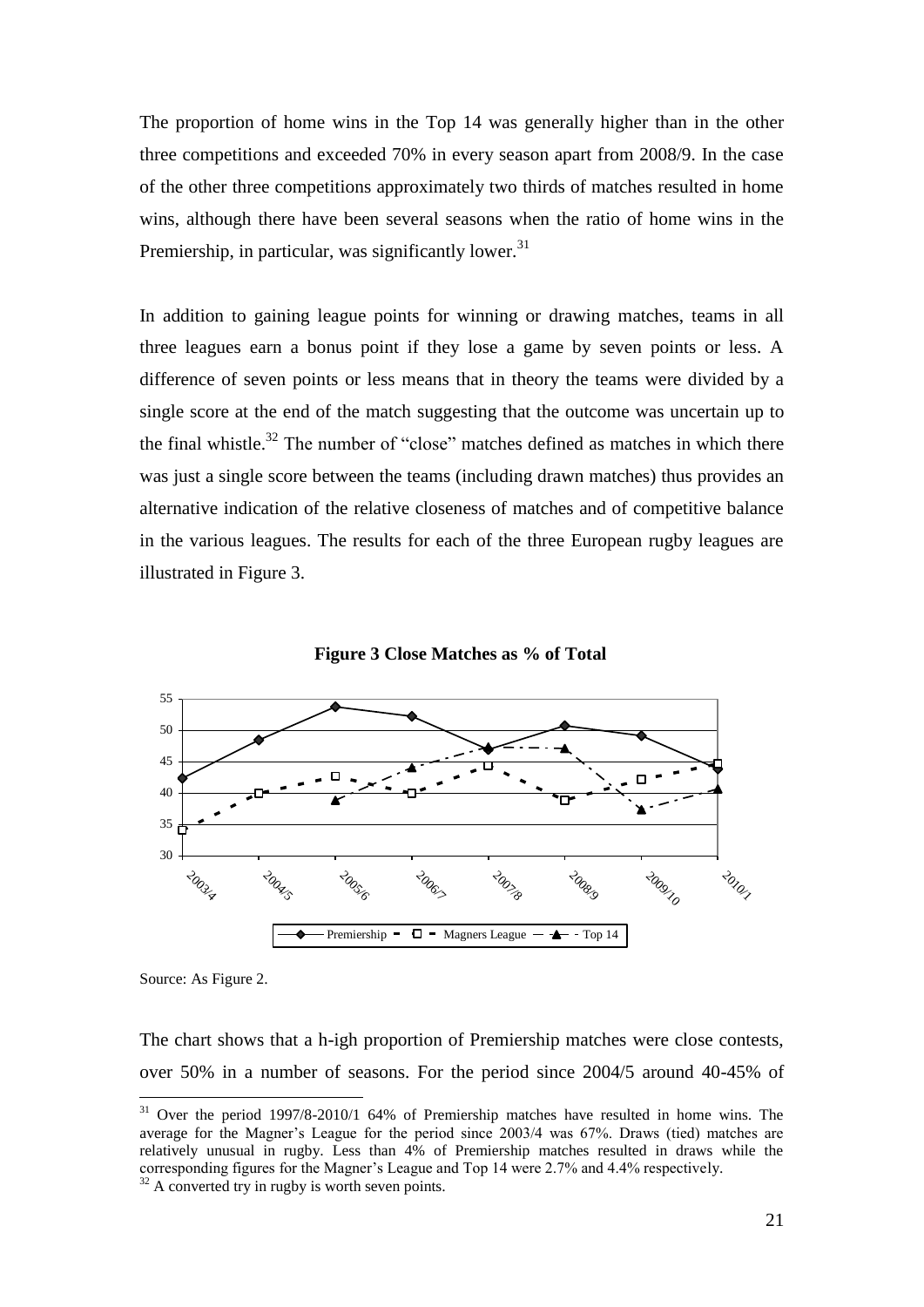The proportion of home wins in the Top 14 was generally higher than in the other three competitions and exceeded 70% in every season apart from 2008/9. In the case of the other three competitions approximately two thirds of matches resulted in home wins, although there have been several seasons when the ratio of home wins in the Premiership, in particular, was significantly lower.[31]

In addition to gaining league points for winning or drawing matches, teams in all three leagues earn a bonus point if they lose a game by seven points or less. A difference of seven points or less means that in theory the teams were divided by a single score at the end of the match suggesting that the outcome was uncertain up to the final whistle.[32] The number of "close" matches defined as matches in which there was just a single score between the teams (including drawn matches) thus provides an alternative indication of the relative closeness of matches and of competitive balance in the various leagues. The results for each of the three European rugby leagues are illustrated in Figure 3.

**Figure 3 Close Matches as % of Total**

Source: As Figure 2.

The chart shows that a h-igh proportion of Premiership matches were close contests, over 50% in a number of seasons. For the period since 2004/5 around 40-45% of

---

[31] Over the period 1997/8-2010/1 64% of Premiership matches have resulted in home wins. The average for the Magner's League for the period since 2003/4 was 67%. Draws (tied) matches are relatively unusual in rugby. Less than 4% of Premiership matches resulted in draws while the corresponding figures for the Magner's League and Top 14 were 2.7% and 4.4% respectively.

[32] A converted try in rugby is worth seven points.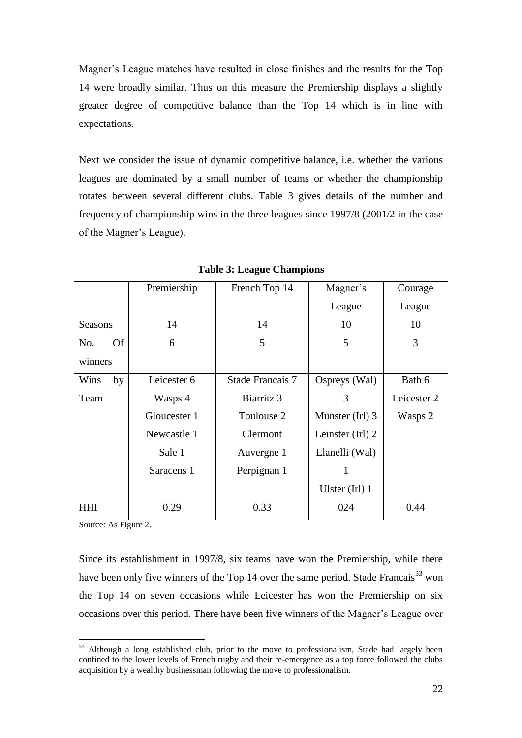Magner's League matches have resulted in close finishes and the results for the Top 14 were broadly similar. Thus on this measure the Premiership displays a slightly greater degree of competitive balance than the Top 14 which is in line with expectations.

Next we consider the issue of dynamic competitive balance, i.e. whether the various leagues are dominated by a small number of teams or whether the championship rotates between several different clubs. Table 3 gives details of the number and frequency of championship wins in the three leagues since 1997/8 (2001/2 in the case of the Magner's League).

**Table 3: League Champions**

| | Premiership | French Top 14 | Magner's League | Courage League |
|---|---|---|---|---|
| Seasons | 14 | 14 | 10 | 10 |
| No. Of winners | 6 | 5 | 5 | 3 |
| Wins by Team | Leicester 6<br>Wasps 4<br>Gloucester 1<br>Newcastle 1<br>Sale 1<br>Saracens 1 | Stade Francais 7<br>Biarritz 3<br>Toulouse 2<br>Clermont Auvergne 1<br>Perpignan 1 | Ospreys (Wal) 3<br>Munster (Irl) 3<br>Leinster (Irl) 2<br>Llanelli (Wal) 1<br>Ulster (Irl) 1 | Bath 6<br>Leicester 2<br>Wasps 2 |
| HHI | 0.29 | 0.33 | 024 | 0.44 |

Source: As Figure 2.

Since its establishment in 1997/8, six teams have won the Premiership, while there have been only five winners of the Top 14 over the same period. Stade Francais[33] won the Top 14 on seven occasions while Leicester has won the Premiership on six occasions over this period. There have been five winners of the Magner's League over

[33] Although a long established club, prior to the move to professionalism, Stade had largely been confined to the lower levels of French rugby and their re-emergence as a top force followed the clubs acquisition by a wealthy businessman following the move to professionalism.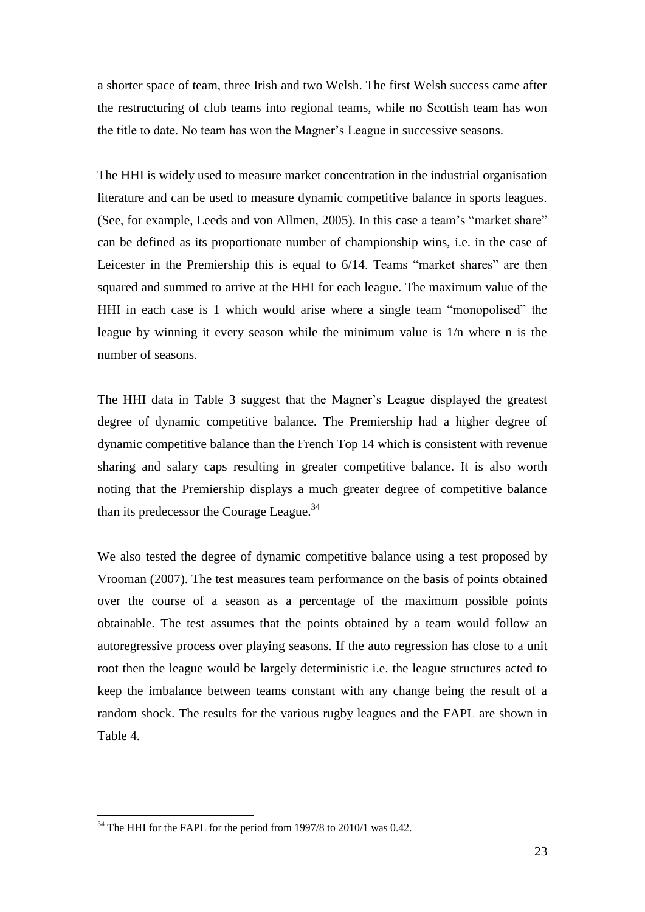a shorter space of team, three Irish and two Welsh. The first Welsh success came after the restructuring of club teams into regional teams, while no Scottish team has won the title to date. No team has won the Magner's League in successive seasons.

The HHI is widely used to measure market concentration in the industrial organisation literature and can be used to measure dynamic competitive balance in sports leagues. (See, for example, Leeds and von Allmen, 2005). In this case a team's "market share" can be defined as its proportionate number of championship wins, i.e. in the case of Leicester in the Premiership this is equal to 6/14. Teams "market shares" are then squared and summed to arrive at the HHI for each league. The maximum value of the HHI in each case is 1 which would arise where a single team "monopolised" the league by winning it every season while the minimum value is 1/n where n is the number of seasons.

The HHI data in Table 3 suggest that the Magner's League displayed the greatest degree of dynamic competitive balance. The Premiership had a higher degree of dynamic competitive balance than the French Top 14 which is consistent with revenue sharing and salary caps resulting in greater competitive balance. It is also worth noting that the Premiership displays a much greater degree of competitive balance than its predecessor the Courage League.[34]

We also tested the degree of dynamic competitive balance using a test proposed by Vrooman (2007). The test measures team performance on the basis of points obtained over the course of a season as a percentage of the maximum possible points obtainable. The test assumes that the points obtained by a team would follow an autoregressive process over playing seasons. If the auto regression has close to a unit root then the league would be largely deterministic i.e. the league structures acted to keep the imbalance between teams constant with any change being the result of a random shock. The results for the various rugby leagues and the FAPL are shown in Table 4.

[34] The HHI for the FAPL for the period from 1997/8 to 2010/1 was 0.42.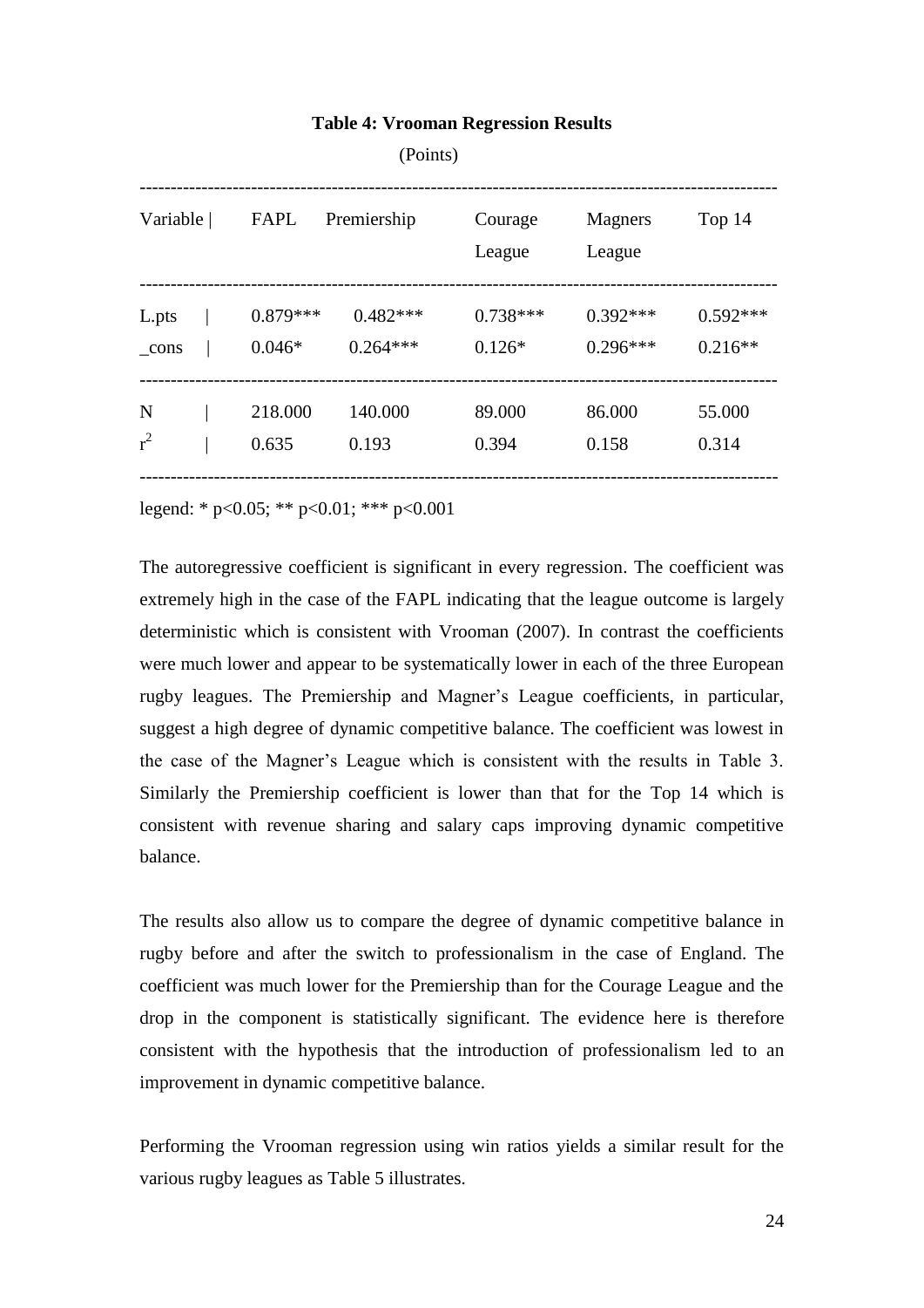**Table 4: Vrooman Regression Results**

(Points)

| Variable | FAPL | Premiership | Courage League | Magners League | Top 14 |
|---|---|---|---|---|---|
| L.pts | 0.879*** | 0.482*** | 0.738*** | 0.392*** | 0.592*** |
| _cons | 0.046* | 0.264*** | 0.126* | 0.296*** | 0.216** |
| N | 218.000 | 140.000 | 89.000 | 86.000 | 55.000 |
| $r^2$ | 0.635 | 0.193 | 0.394 | 0.158 | 0.314 |

legend: * $p<0.05$; ** $p<0.01$; *** $p<0.001$

The autoregressive coefficient is significant in every regression. The coefficient was extremely high in the case of the FAPL indicating that the league outcome is largely deterministic which is consistent with Vrooman (2007). In contrast the coefficients were much lower and appear to be systematically lower in each of the three European rugby leagues. The Premiership and Magner's League coefficients, in particular, suggest a high degree of dynamic competitive balance. The coefficient was lowest in the case of the Magner's League which is consistent with the results in Table 3. Similarly the Premiership coefficient is lower than that for the Top 14 which is consistent with revenue sharing and salary caps improving dynamic competitive balance.

The results also allow us to compare the degree of dynamic competitive balance in rugby before and after the switch to professionalism in the case of England. The coefficient was much lower for the Premiership than for the Courage League and the drop in the component is statistically significant. The evidence here is therefore consistent with the hypothesis that the introduction of professionalism led to an improvement in dynamic competitive balance.

Performing the Vrooman regression using win ratios yields a similar result for the various rugby leagues as Table 5 illustrates.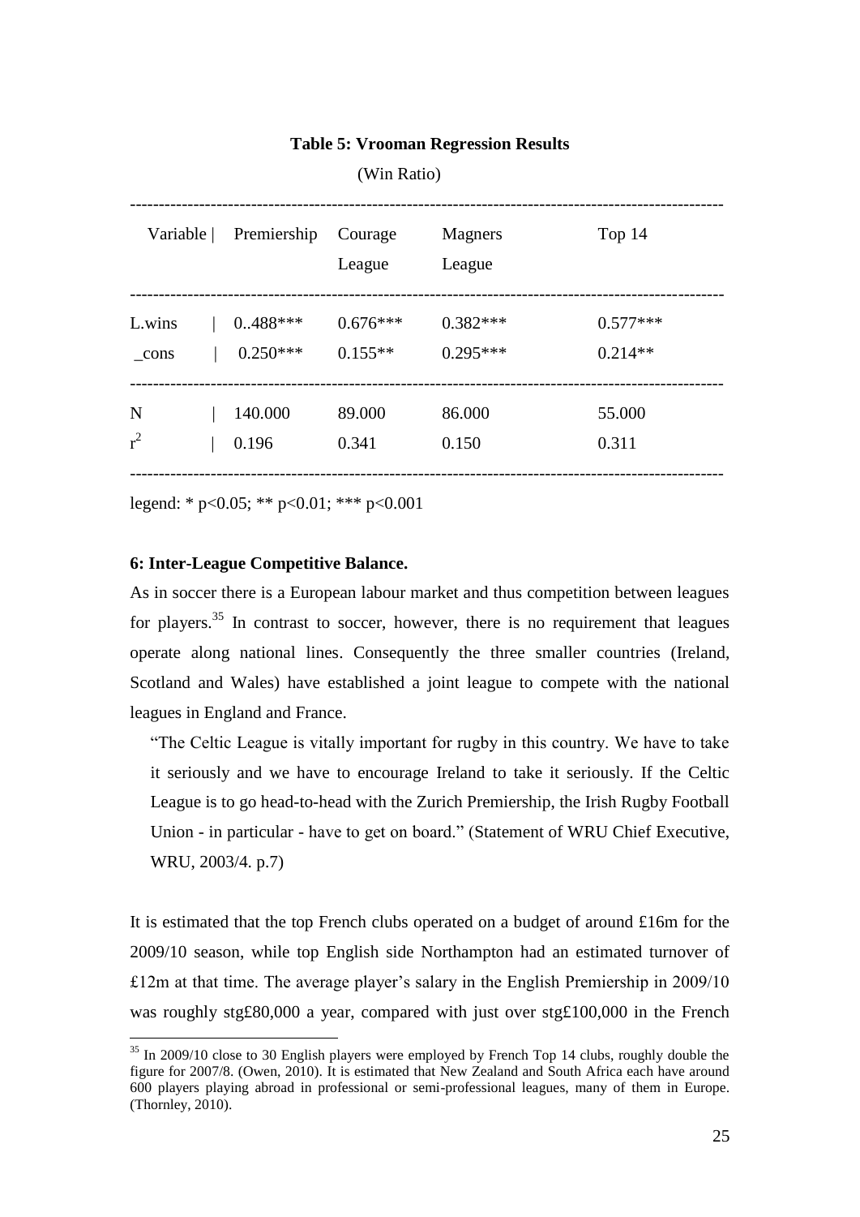**Table 5: Vrooman Regression Results**

(Win Ratio)

| Variable | Premiership | Courage League | Magners League | Top 14 |
|---|---|---|---|---|
| L.wins | 0..488*** | 0.676*** | 0.382*** | 0.577*** |
| _cons | 0.250*** | 0.155** | 0.295*** | 0.214** |
| N | 140.000 | 89.000 | 86.000 | 55.000 |
| $r^2$ | 0.196 | 0.341 | 0.150 | 0.311 |

legend: * $p<0.05$; ** $p<0.01$; *** $p<0.001$

**6: Inter-League Competitive Balance.**

As in soccer there is a European labour market and thus competition between leagues for players.[35] In contrast to soccer, however, there is no requirement that leagues operate along national lines. Consequently the three smaller countries (Ireland, Scotland and Wales) have established a joint league to compete with the national leagues in England and France.

> "The Celtic League is vitally important for rugby in this country. We have to take it seriously and we have to encourage Ireland to take it seriously. If the Celtic League is to go head-to-head with the Zurich Premiership, the Irish Rugby Football Union - in particular - have to get on board." (Statement of WRU Chief Executive, WRU, 2003/4. p.7)

It is estimated that the top French clubs operated on a budget of around £16m for the 2009/10 season, while top English side Northampton had an estimated turnover of £12m at that time. The average player's salary in the English Premiership in 2009/10 was roughly stg£80,000 a year, compared with just over stg£100,000 in the French

[35] In 2009/10 close to 30 English players were employed by French Top 14 clubs, roughly double the figure for 2007/8. (Owen, 2010). It is estimated that New Zealand and South Africa each have around 600 players playing abroad in professional or semi-professional leagues, many of them in Europe. (Thornley, 2010).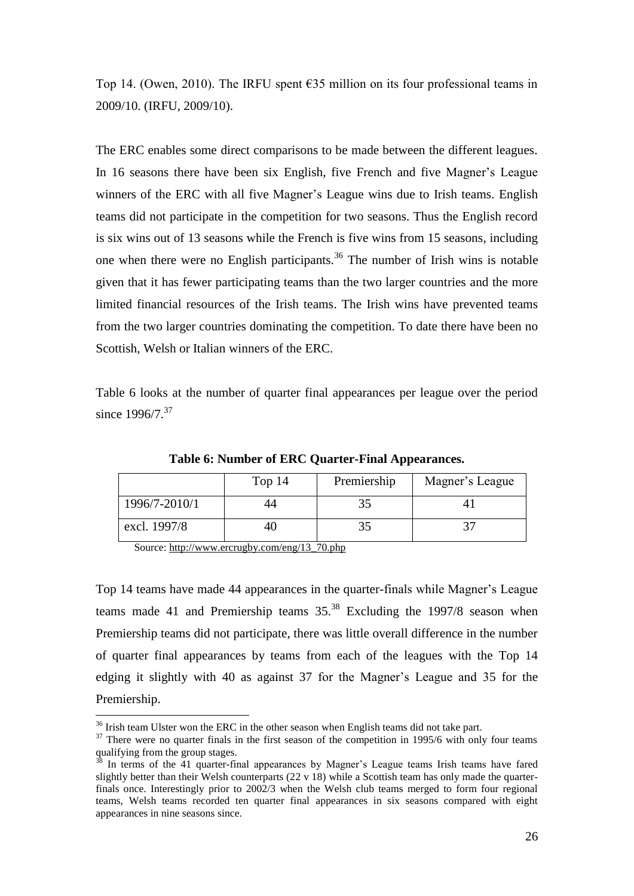Top 14. (Owen, 2010). The IRFU spent €35 million on its four professional teams in 2009/10. (IRFU, 2009/10).

The ERC enables some direct comparisons to be made between the different leagues. In 16 seasons there have been six English, five French and five Magner's League winners of the ERC with all five Magner's League wins due to Irish teams. English teams did not participate in the competition for two seasons. Thus the English record is six wins out of 13 seasons while the French is five wins from 15 seasons, including one when there were no English participants.[36] The number of Irish wins is notable given that it has fewer participating teams than the two larger countries and the more limited financial resources of the Irish teams. The Irish wins have prevented teams from the two larger countries dominating the competition. To date there have been no Scottish, Welsh or Italian winners of the ERC.

Table 6 looks at the number of quarter final appearances per league over the period since 1996/7.[37]

**Table 6: Number of ERC Quarter-Final Appearances.**

| | Top 14 | Premiership | Magner's League |
|---|---|---|---|
| 1996/7-2010/1 | 44 | 35 | 41 |
| excl. 1997/8 | 40 | 35 | 37 |

Source: http://www.ercrugby.com/eng/13_70.php

Top 14 teams have made 44 appearances in the quarter-finals while Magner's League teams made 41 and Premiership teams 35.[38] Excluding the 1997/8 season when Premiership teams did not participate, there was little overall difference in the number of quarter final appearances by teams from each of the leagues with the Top 14 edging it slightly with 40 as against 37 for the Magner's League and 35 for the Premiership.

---

[36] Irish team Ulster won the ERC in the other season when English teams did not take part.

[37] There were no quarter finals in the first season of the competition in 1995/6 with only four teams qualifying from the group stages.

[38] In terms of the 41 quarter-final appearances by Magner's League teams Irish teams have fared slightly better than their Welsh counterparts (22 v 18) while a Scottish team has only made the quarter-finals once. Interestingly prior to 2002/3 when the Welsh club teams merged to form four regional teams, Welsh teams recorded ten quarter final appearances in six seasons compared with eight appearances in nine seasons since.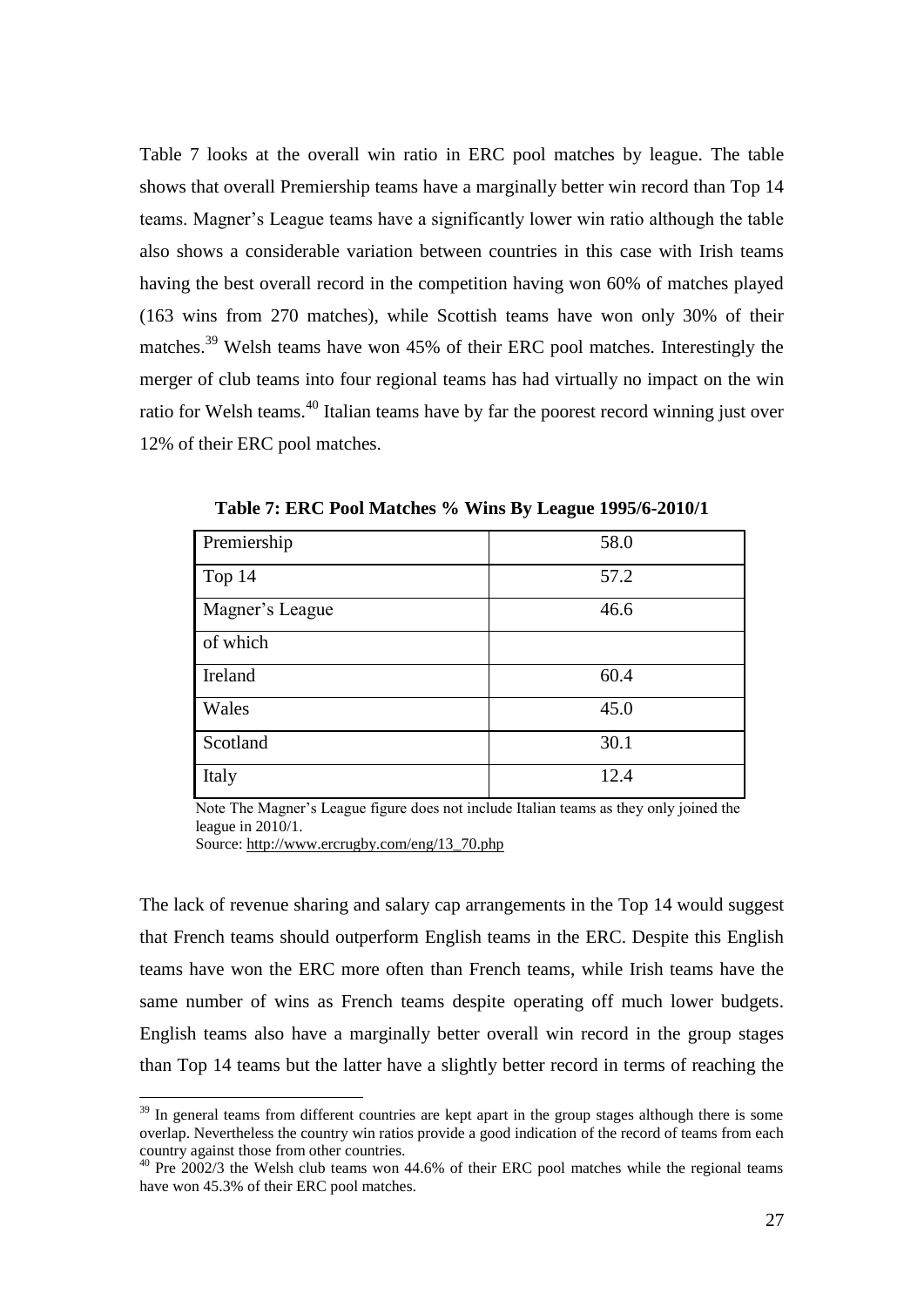Table 7 looks at the overall win ratio in ERC pool matches by league. The table shows that overall Premiership teams have a marginally better win record than Top 14 teams. Magner's League teams have a significantly lower win ratio although the table also shows a considerable variation between countries in this case with Irish teams having the best overall record in the competition having won 60% of matches played (163 wins from 270 matches), while Scottish teams have won only 30% of their matches.[39] Welsh teams have won 45% of their ERC pool matches. Interestingly the merger of club teams into four regional teams has had virtually no impact on the win ratio for Welsh teams.[40] Italian teams have by far the poorest record winning just over 12% of their ERC pool matches.

**Table 7: ERC Pool Matches % Wins By League 1995/6-2010/1**

| | |
|---|---|
| Premiership | 58.0 |
| Top 14 | 57.2 |
| Magner's League | 46.6 |
| of which | |
| Ireland | 60.4 |
| Wales | 45.0 |
| Scotland | 30.1 |
| Italy | 12.4 |

Note The Magner's League figure does not include Italian teams as they only joined the league in 2010/1.
Source: http://www.ercrugby.com/eng/13_70.php

The lack of revenue sharing and salary cap arrangements in the Top 14 would suggest that French teams should outperform English teams in the ERC. Despite this English teams have won the ERC more often than French teams, while Irish teams have the same number of wins as French teams despite operating off much lower budgets. English teams also have a marginally better overall win record in the group stages than Top 14 teams but the latter have a slightly better record in terms of reaching the

[39] In general teams from different countries are kept apart in the group stages although there is some overlap. Nevertheless the country win ratios provide a good indication of the record of teams from each country against those from other countries.

[40] Pre 2002/3 the Welsh club teams won 44.6% of their ERC pool matches while the regional teams have won 45.3% of their ERC pool matches.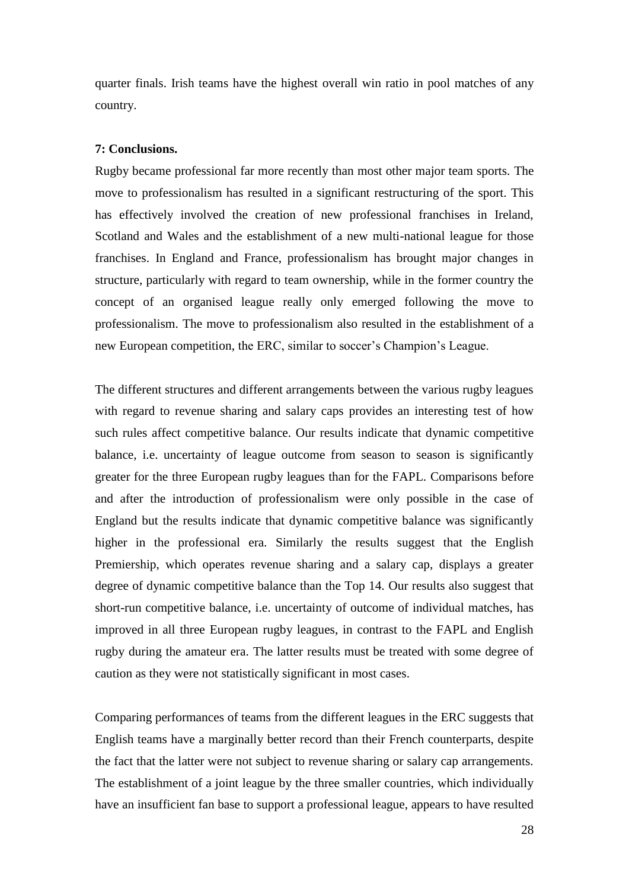quarter finals. Irish teams have the highest overall win ratio in pool matches of any country.

**7: Conclusions.**

Rugby became professional far more recently than most other major team sports. The move to professionalism has resulted in a significant restructuring of the sport. This has effectively involved the creation of new professional franchises in Ireland, Scotland and Wales and the establishment of a new multi-national league for those franchises. In England and France, professionalism has brought major changes in structure, particularly with regard to team ownership, while in the former country the concept of an organised league really only emerged following the move to professionalism. The move to professionalism also resulted in the establishment of a new European competition, the ERC, similar to soccer's Champion's League.

The different structures and different arrangements between the various rugby leagues with regard to revenue sharing and salary caps provides an interesting test of how such rules affect competitive balance. Our results indicate that dynamic competitive balance, i.e. uncertainty of league outcome from season to season is significantly greater for the three European rugby leagues than for the FAPL. Comparisons before and after the introduction of professionalism were only possible in the case of England but the results indicate that dynamic competitive balance was significantly higher in the professional era. Similarly the results suggest that the English Premiership, which operates revenue sharing and a salary cap, displays a greater degree of dynamic competitive balance than the Top 14. Our results also suggest that short-run competitive balance, i.e. uncertainty of outcome of individual matches, has improved in all three European rugby leagues, in contrast to the FAPL and English rugby during the amateur era. The latter results must be treated with some degree of caution as they were not statistically significant in most cases.

Comparing performances of teams from the different leagues in the ERC suggests that English teams have a marginally better record than their French counterparts, despite the fact that the latter were not subject to revenue sharing or salary cap arrangements. The establishment of a joint league by the three smaller countries, which individually have an insufficient fan base to support a professional league, appears to have resulted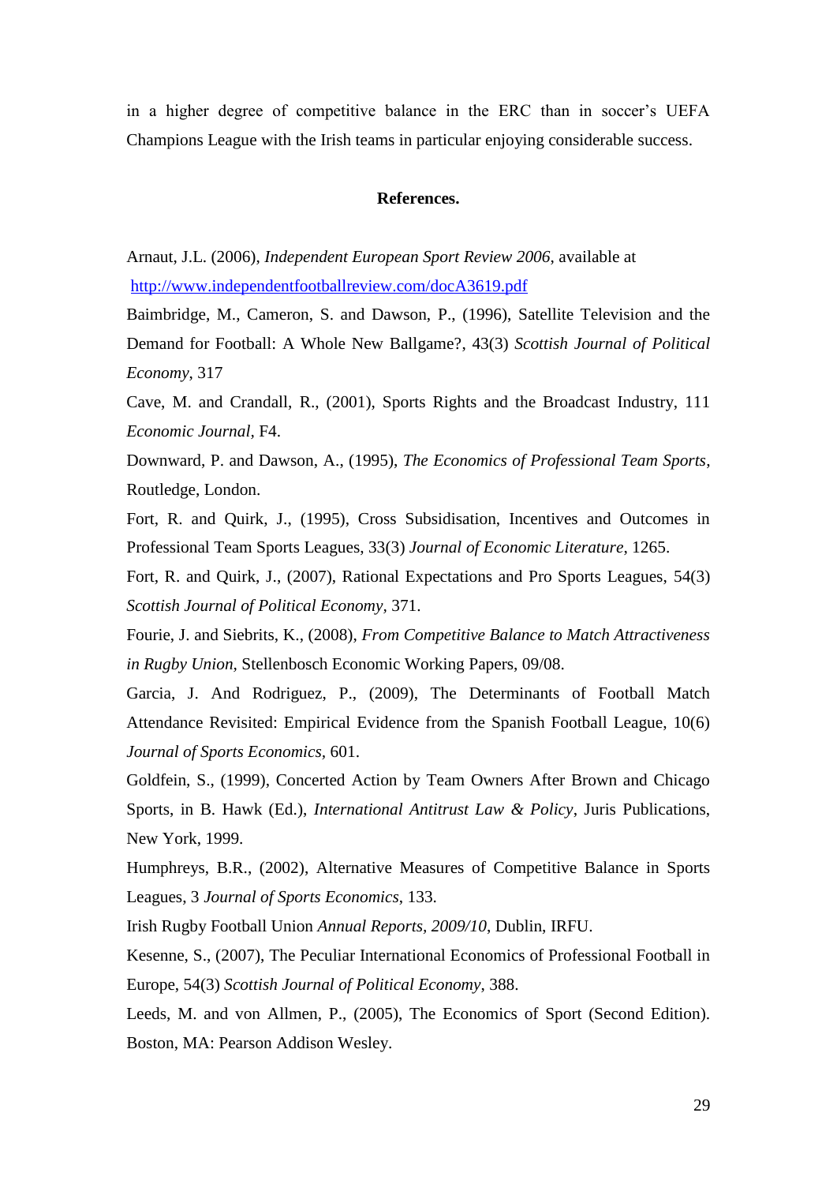in a higher degree of competitive balance in the ERC than in soccer's UEFA Champions League with the Irish teams in particular enjoying considerable success.

## References.

Arnaut, J.L. (2006), *Independent European Sport Review 2006*, available at http://www.independentfootballreview.com/docA3619.pdf

Baimbridge, M., Cameron, S. and Dawson, P., (1996), Satellite Television and the Demand for Football: A Whole New Ballgame?, 43(3) *Scottish Journal of Political Economy*, 317

Cave, M. and Crandall, R., (2001), Sports Rights and the Broadcast Industry, 111 *Economic Journal*, F4.

Downward, P. and Dawson, A., (1995), *The Economics of Professional Team Sports*, Routledge, London.

Fort, R. and Quirk, J., (1995), Cross Subsidisation, Incentives and Outcomes in Professional Team Sports Leagues, 33(3) *Journal of Economic Literature*, 1265.

Fort, R. and Quirk, J., (2007), Rational Expectations and Pro Sports Leagues, 54(3) *Scottish Journal of Political Economy*, 371.

Fourie, J. and Siebrits, K., (2008), *From Competitive Balance to Match Attractiveness in Rugby Union,* Stellenbosch Economic Working Papers, 09/08.

Garcia, J. And Rodriguez, P., (2009), The Determinants of Football Match Attendance Revisited: Empirical Evidence from the Spanish Football League, 10(6) *Journal of Sports Economics*, 601.

Goldfein, S., (1999), Concerted Action by Team Owners After Brown and Chicago Sports, in B. Hawk (Ed.), *International Antitrust Law & Policy*, Juris Publications, New York, 1999.

Humphreys, B.R., (2002), Alternative Measures of Competitive Balance in Sports Leagues, 3 *Journal of Sports Economics*, 133.

Irish Rugby Football Union *Annual Reports, 2009/10*, Dublin, IRFU.

Kesenne, S., (2007), The Peculiar International Economics of Professional Football in Europe, 54(3) *Scottish Journal of Political Economy*, 388.

Leeds, M. and von Allmen, P., (2005), The Economics of Sport (Second Edition). Boston, MA: Pearson Addison Wesley.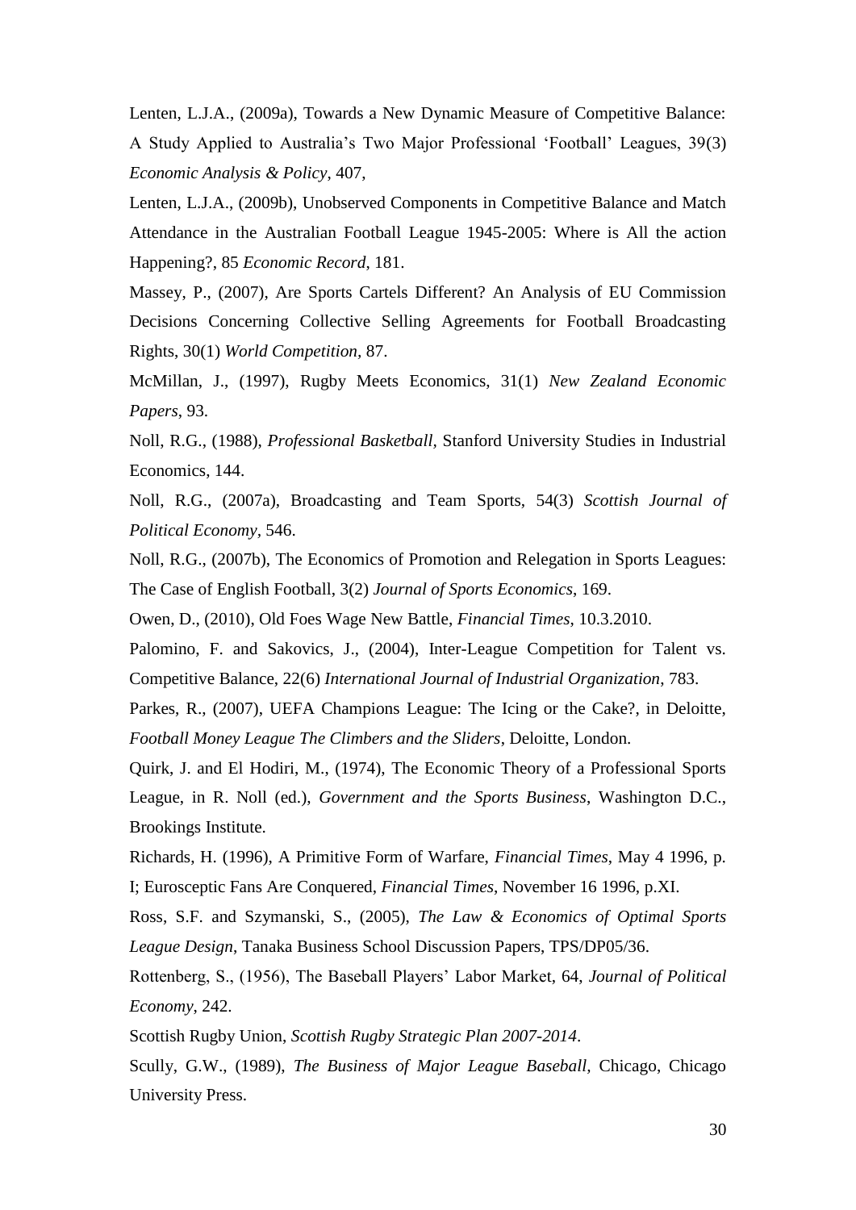Lenten, L.J.A., (2009a), Towards a New Dynamic Measure of Competitive Balance: A Study Applied to Australia's Two Major Professional 'Football' Leagues, 39(3) *Economic Analysis & Policy*, 407,

Lenten, L.J.A., (2009b), Unobserved Components in Competitive Balance and Match Attendance in the Australian Football League 1945-2005: Where is All the action Happening?, 85 *Economic Record*, 181.

Massey, P., (2007), Are Sports Cartels Different? An Analysis of EU Commission Decisions Concerning Collective Selling Agreements for Football Broadcasting Rights, 30(1) *World Competition*, 87.

McMillan, J., (1997), Rugby Meets Economics, 31(1) *New Zealand Economic Papers*, 93.

Noll, R.G., (1988), *Professional Basketball*, Stanford University Studies in Industrial Economics, 144.

Noll, R.G., (2007a), Broadcasting and Team Sports, 54(3) *Scottish Journal of Political Economy*, 546.

Noll, R.G., (2007b), The Economics of Promotion and Relegation in Sports Leagues: The Case of English Football, 3(2) *Journal of Sports Economics*, 169.

Owen, D., (2010), Old Foes Wage New Battle, *Financial Times*, 10.3.2010.

Palomino, F. and Sakovics, J., (2004), Inter-League Competition for Talent vs. Competitive Balance, 22(6) *International Journal of Industrial Organization*, 783.

Parkes, R., (2007), UEFA Champions League: The Icing or the Cake?, in Deloitte, *Football Money League The Climbers and the Sliders*, Deloitte, London.

Quirk, J. and El Hodiri, M., (1974), The Economic Theory of a Professional Sports League, in R. Noll (ed.), *Government and the Sports Business*, Washington D.C., Brookings Institute.

Richards, H. (1996), A Primitive Form of Warfare, *Financial Times*, May 4 1996, p. I; Eurosceptic Fans Are Conquered, *Financial Times*, November 16 1996, p.XI.

Ross, S.F. and Szymanski, S., (2005), *The Law & Economics of Optimal Sports League Design*, Tanaka Business School Discussion Papers, TPS/DP05/36.

Rottenberg, S., (1956), The Baseball Players' Labor Market, 64, *Journal of Political Economy*, 242.

Scottish Rugby Union, *Scottish Rugby Strategic Plan 2007-2014*.

Scully, G.W., (1989), *The Business of Major League Baseball*, Chicago, Chicago University Press.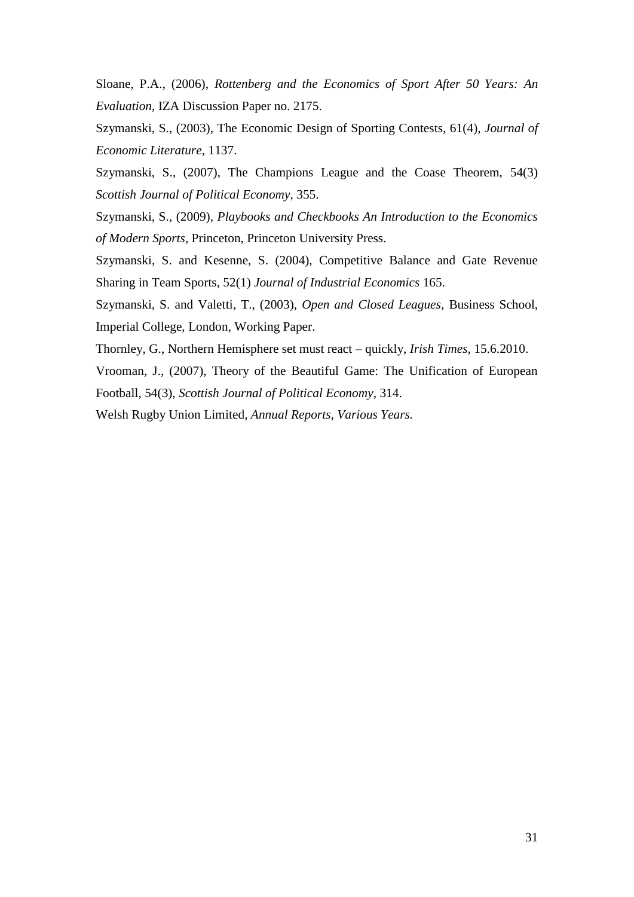Sloane, P.A., (2006), *Rottenberg and the Economics of Sport After 50 Years: An Evaluation*, IZA Discussion Paper no. 2175.

Szymanski, S., (2003), The Economic Design of Sporting Contests, 61(4), *Journal of Economic Literature*, 1137.

Szymanski, S., (2007), The Champions League and the Coase Theorem, 54(3) *Scottish Journal of Political Economy*, 355.

Szymanski, S., (2009), *Playbooks and Checkbooks An Introduction to the Economics of Modern Sports*, Princeton, Princeton University Press.

Szymanski, S. and Kesenne, S. (2004), Competitive Balance and Gate Revenue Sharing in Team Sports, 52(1) *Journal of Industrial Economics* 165.

Szymanski, S. and Valetti, T., (2003), *Open and Closed Leagues*, Business School, Imperial College, London, Working Paper.

Thornley, G., Northern Hemisphere set must react – quickly, *Irish Times*, 15.6.2010.

Vrooman, J., (2007), Theory of the Beautiful Game: The Unification of European Football, 54(3), *Scottish Journal of Political Economy*, 314.

Welsh Rugby Union Limited, *Annual Reports, Various Years.*